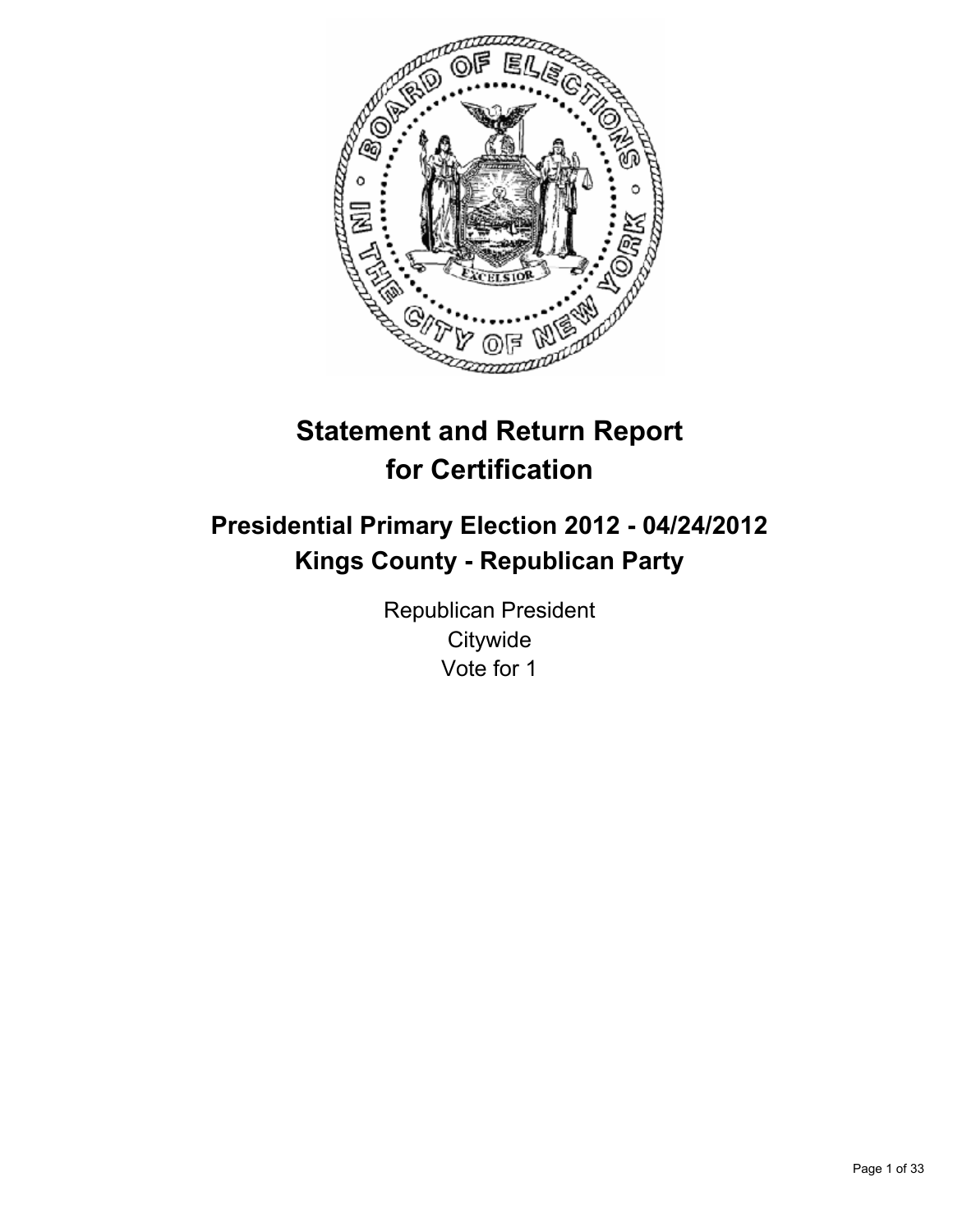# Statement and Return Report for Certification

## Presidential Primary Election 2012 - 04/24/2012
## Kings County - Republican Party

Republican President
Citywide
Vote for 1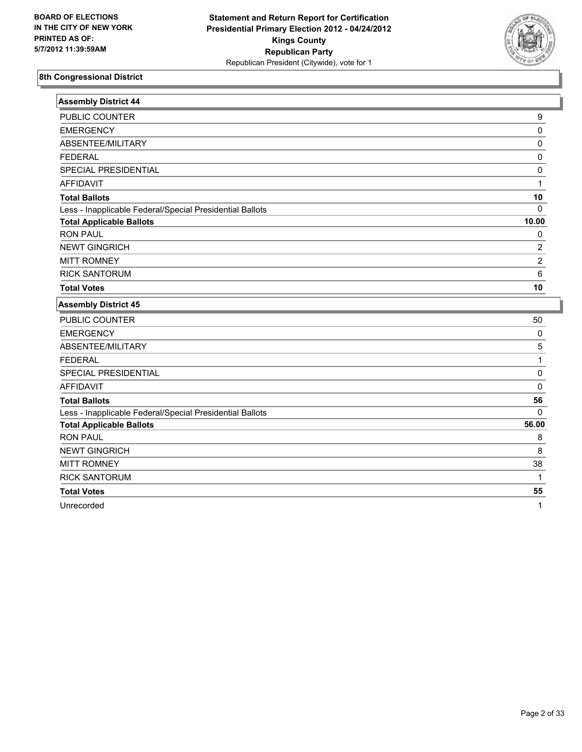BOARD OF ELECTIONS
IN THE CITY OF NEW YORK
PRINTED AS OF:
5/7/2012 11:39:59AM

**Statement and Return Report for Certification**
**Presidential Primary Election 2012 - 04/24/2012**
**Kings County**
**Republican Party**
Republican President (Citywide), vote for 1

## 8th Congressional District

### Assembly District 44

| | |
|---|---|
| PUBLIC COUNTER | 9 |
| EMERGENCY | 0 |
| ABSENTEE/MILITARY | 0 |
| FEDERAL | 0 |
| SPECIAL PRESIDENTIAL | 0 |
| AFFIDAVIT | 1 |
| **Total Ballots** | **10** |
| Less - Inapplicable Federal/Special Presidential Ballots | 0 |
| **Total Applicable Ballots** | **10.00** |
| RON PAUL | 0 |
| NEWT GINGRICH | 2 |
| MITT ROMNEY | 2 |
| RICK SANTORUM | 6 |
| **Total Votes** | **10** |

### Assembly District 45

| | |
|---|---|
| PUBLIC COUNTER | 50 |
| EMERGENCY | 0 |
| ABSENTEE/MILITARY | 5 |
| FEDERAL | 1 |
| SPECIAL PRESIDENTIAL | 0 |
| AFFIDAVIT | 0 |
| **Total Ballots** | **56** |
| Less - Inapplicable Federal/Special Presidential Ballots | 0 |
| **Total Applicable Ballots** | **56.00** |
| RON PAUL | 8 |
| NEWT GINGRICH | 8 |
| MITT ROMNEY | 38 |
| RICK SANTORUM | 1 |
| **Total Votes** | **55** |
| Unrecorded | 1 |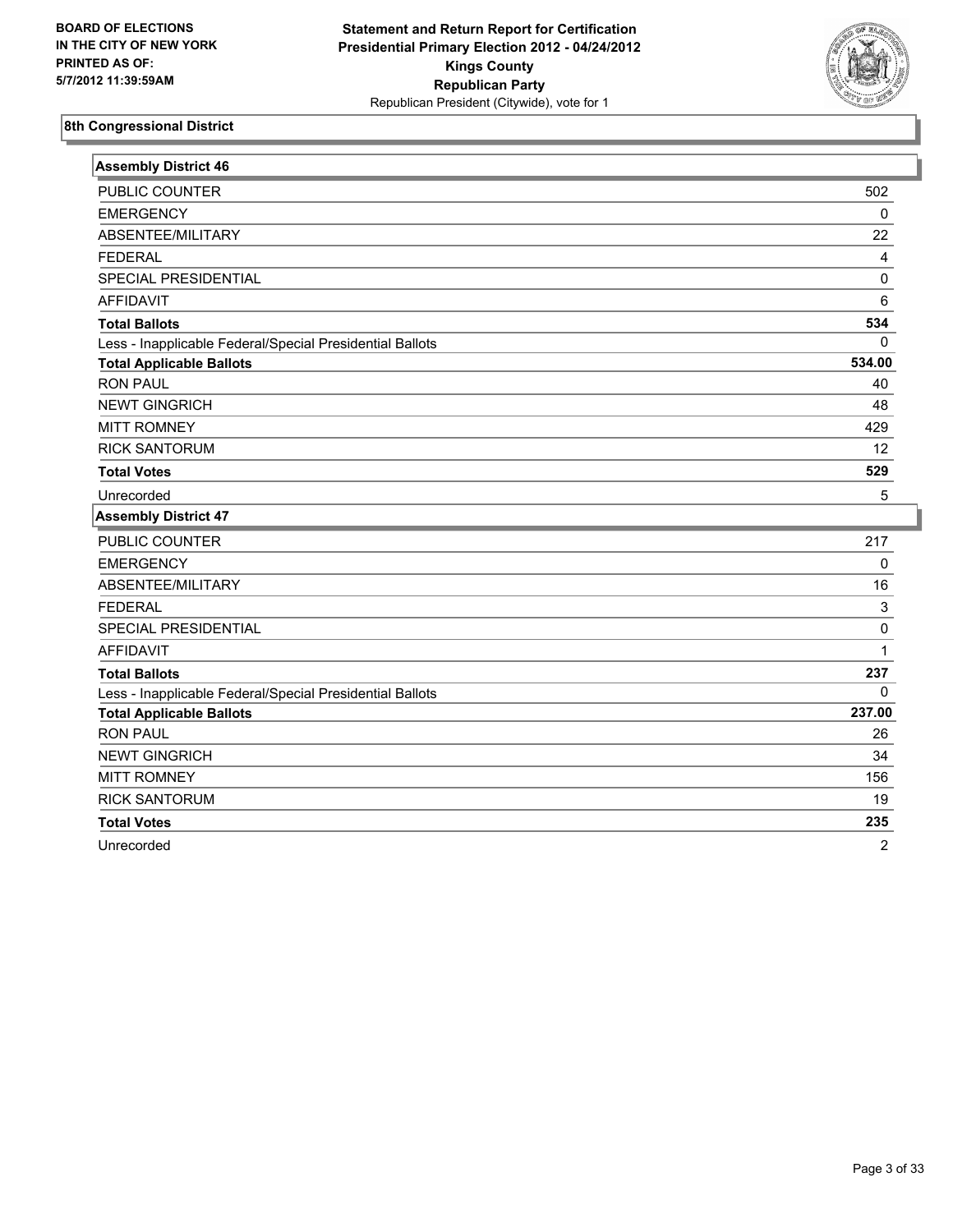**BOARD OF ELECTIONS IN THE CITY OF NEW YORK PRINTED AS OF: 5/7/2012 11:39:59AM**

**Statement and Return Report for Certification**
**Presidential Primary Election 2012 - 04/24/2012**
**Kings County**
**Republican Party**
Republican President (Citywide), vote for 1

### 8th Congressional District

| Assembly District 46 | |
|---|---|
| PUBLIC COUNTER | 502 |
| EMERGENCY | 0 |
| ABSENTEE/MILITARY | 22 |
| FEDERAL | 4 |
| SPECIAL PRESIDENTIAL | 0 |
| AFFIDAVIT | 6 |
| **Total Ballots** | **534** |
| Less - Inapplicable Federal/Special Presidential Ballots | 0 |
| **Total Applicable Ballots** | **534.00** |
| RON PAUL | 40 |
| NEWT GINGRICH | 48 |
| MITT ROMNEY | 429 |
| RICK SANTORUM | 12 |
| **Total Votes** | **529** |
| Unrecorded | 5 |

| Assembly District 47 | |
|---|---|
| PUBLIC COUNTER | 217 |
| EMERGENCY | 0 |
| ABSENTEE/MILITARY | 16 |
| FEDERAL | 3 |
| SPECIAL PRESIDENTIAL | 0 |
| AFFIDAVIT | 1 |
| **Total Ballots** | **237** |
| Less - Inapplicable Federal/Special Presidential Ballots | 0 |
| **Total Applicable Ballots** | **237.00** |
| RON PAUL | 26 |
| NEWT GINGRICH | 34 |
| MITT ROMNEY | 156 |
| RICK SANTORUM | 19 |
| **Total Votes** | **235** |
| Unrecorded | 2 |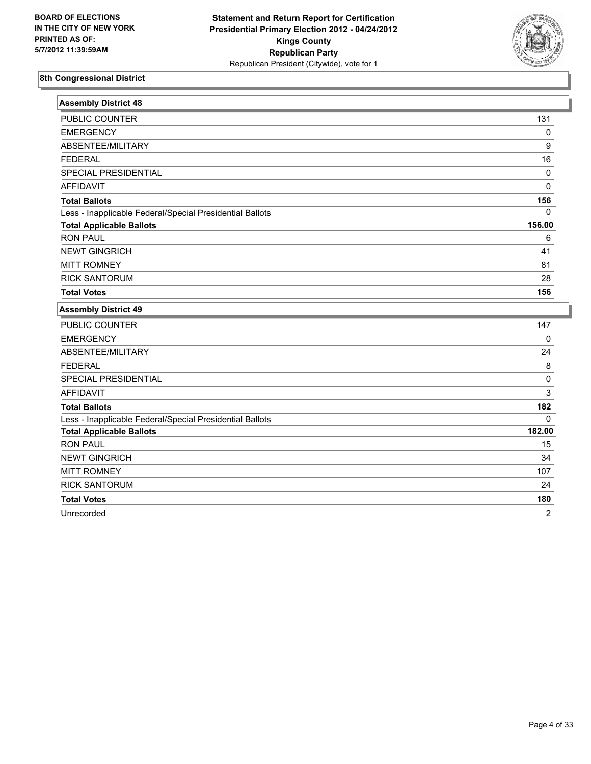**BOARD OF ELECTIONS IN THE CITY OF NEW YORK PRINTED AS OF: 5/7/2012 11:39:59AM**

**Statement and Return Report for Certification Presidential Primary Election 2012 - 04/24/2012 Kings County Republican Party**
Republican President (Citywide), vote for 1

## 8th Congressional District

### Assembly District 48

| | |
|---|---|
| PUBLIC COUNTER | 131 |
| EMERGENCY | 0 |
| ABSENTEE/MILITARY | 9 |
| FEDERAL | 16 |
| SPECIAL PRESIDENTIAL | 0 |
| AFFIDAVIT | 0 |
| **Total Ballots** | **156** |
| Less - Inapplicable Federal/Special Presidential Ballots | 0 |
| **Total Applicable Ballots** | **156.00** |
| RON PAUL | 6 |
| NEWT GINGRICH | 41 |
| MITT ROMNEY | 81 |
| RICK SANTORUM | 28 |
| **Total Votes** | **156** |

### Assembly District 49

| | |
|---|---|
| PUBLIC COUNTER | 147 |
| EMERGENCY | 0 |
| ABSENTEE/MILITARY | 24 |
| FEDERAL | 8 |
| SPECIAL PRESIDENTIAL | 0 |
| AFFIDAVIT | 3 |
| **Total Ballots** | **182** |
| Less - Inapplicable Federal/Special Presidential Ballots | 0 |
| **Total Applicable Ballots** | **182.00** |
| RON PAUL | 15 |
| NEWT GINGRICH | 34 |
| MITT ROMNEY | 107 |
| RICK SANTORUM | 24 |
| **Total Votes** | **180** |
| Unrecorded | 2 |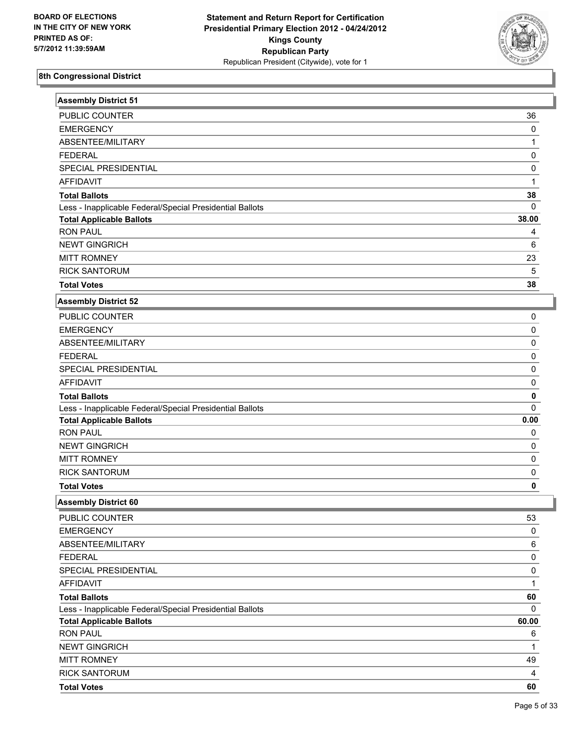**BOARD OF ELECTIONS**
**IN THE CITY OF NEW YORK**
**PRINTED AS OF:**
**5/7/2012 11:39:59AM**

**Statement and Return Report for Certification**
**Presidential Primary Election 2012 - 04/24/2012**
**Kings County**
**Republican Party**
Republican President (Citywide), vote for 1

## 8th Congressional District

### Assembly District 51

| | |
|---|---|
| PUBLIC COUNTER | 36 |
| EMERGENCY | 0 |
| ABSENTEE/MILITARY | 1 |
| FEDERAL | 0 |
| SPECIAL PRESIDENTIAL | 0 |
| AFFIDAVIT | 1 |
| **Total Ballots** | **38** |
| Less - Inapplicable Federal/Special Presidential Ballots | 0 |
| **Total Applicable Ballots** | **38.00** |
| RON PAUL | 4 |
| NEWT GINGRICH | 6 |
| MITT ROMNEY | 23 |
| RICK SANTORUM | 5 |
| **Total Votes** | **38** |

### Assembly District 52

| | |
|---|---|
| PUBLIC COUNTER | 0 |
| EMERGENCY | 0 |
| ABSENTEE/MILITARY | 0 |
| FEDERAL | 0 |
| SPECIAL PRESIDENTIAL | 0 |
| AFFIDAVIT | 0 |
| **Total Ballots** | **0** |
| Less - Inapplicable Federal/Special Presidential Ballots | 0 |
| **Total Applicable Ballots** | **0.00** |
| RON PAUL | 0 |
| NEWT GINGRICH | 0 |
| MITT ROMNEY | 0 |
| RICK SANTORUM | 0 |
| **Total Votes** | **0** |

### Assembly District 60

| | |
|---|---|
| PUBLIC COUNTER | 53 |
| EMERGENCY | 0 |
| ABSENTEE/MILITARY | 6 |
| FEDERAL | 0 |
| SPECIAL PRESIDENTIAL | 0 |
| AFFIDAVIT | 1 |
| **Total Ballots** | **60** |
| Less - Inapplicable Federal/Special Presidential Ballots | 0 |
| **Total Applicable Ballots** | **60.00** |
| RON PAUL | 6 |
| NEWT GINGRICH | 1 |
| MITT ROMNEY | 49 |
| RICK SANTORUM | 4 |
| **Total Votes** | **60** |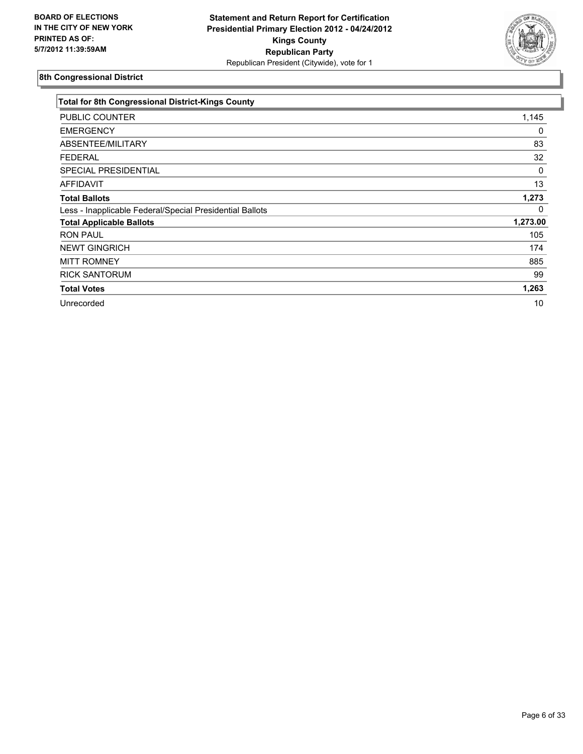BOARD OF ELECTIONS
IN THE CITY OF NEW YORK
PRINTED AS OF:
5/7/2012 11:39:59AM

**Statement and Return Report for Certification**
**Presidential Primary Election 2012 - 04/24/2012**
**Kings County**
**Republican Party**
Republican President (Citywide), vote for 1

## 8th Congressional District

| **Total for 8th Congressional District-Kings County** | |
|---|---|
| PUBLIC COUNTER | 1,145 |
| EMERGENCY | 0 |
| ABSENTEE/MILITARY | 83 |
| FEDERAL | 32 |
| SPECIAL PRESIDENTIAL | 0 |
| AFFIDAVIT | 13 |
| **Total Ballots** | **1,273** |
| Less - Inapplicable Federal/Special Presidential Ballots | 0 |
| **Total Applicable Ballots** | **1,273.00** |
| RON PAUL | 105 |
| NEWT GINGRICH | 174 |
| MITT ROMNEY | 885 |
| RICK SANTORUM | 99 |
| **Total Votes** | **1,263** |
| Unrecorded | 10 |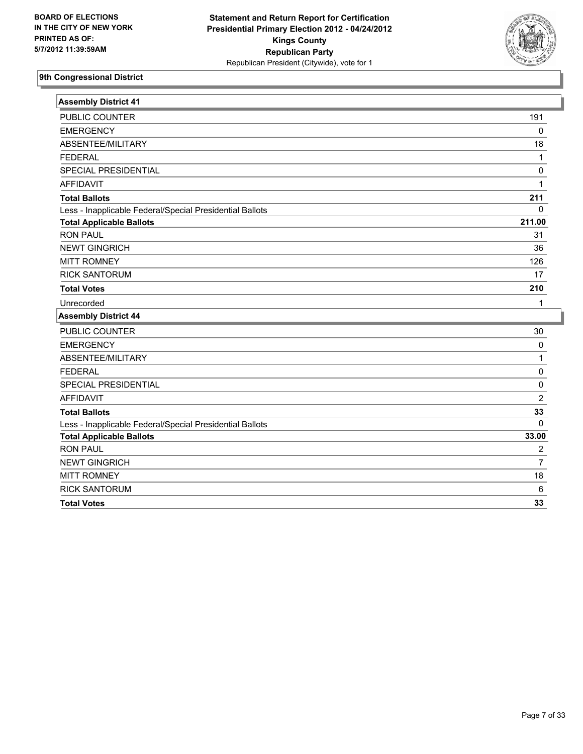BOARD OF ELECTIONS
IN THE CITY OF NEW YORK
PRINTED AS OF:
5/7/2012 11:39:59AM

**Statement and Return Report for Certification**
**Presidential Primary Election 2012 - 04/24/2012**
**Kings County**
**Republican Party**
Republican President (Citywide), vote for 1

## 9th Congressional District

| Assembly District 41 | |
|---|---|
| PUBLIC COUNTER | 191 |
| EMERGENCY | 0 |
| ABSENTEE/MILITARY | 18 |
| FEDERAL | 1 |
| SPECIAL PRESIDENTIAL | 0 |
| AFFIDAVIT | 1 |
| **Total Ballots** | **211** |
| Less - Inapplicable Federal/Special Presidential Ballots | 0 |
| **Total Applicable Ballots** | **211.00** |
| RON PAUL | 31 |
| NEWT GINGRICH | 36 |
| MITT ROMNEY | 126 |
| RICK SANTORUM | 17 |
| **Total Votes** | **210** |
| Unrecorded | 1 |

| Assembly District 44 | |
|---|---|
| PUBLIC COUNTER | 30 |
| EMERGENCY | 0 |
| ABSENTEE/MILITARY | 1 |
| FEDERAL | 0 |
| SPECIAL PRESIDENTIAL | 0 |
| AFFIDAVIT | 2 |
| **Total Ballots** | **33** |
| Less - Inapplicable Federal/Special Presidential Ballots | 0 |
| **Total Applicable Ballots** | **33.00** |
| RON PAUL | 2 |
| NEWT GINGRICH | 7 |
| MITT ROMNEY | 18 |
| RICK SANTORUM | 6 |
| **Total Votes** | **33** |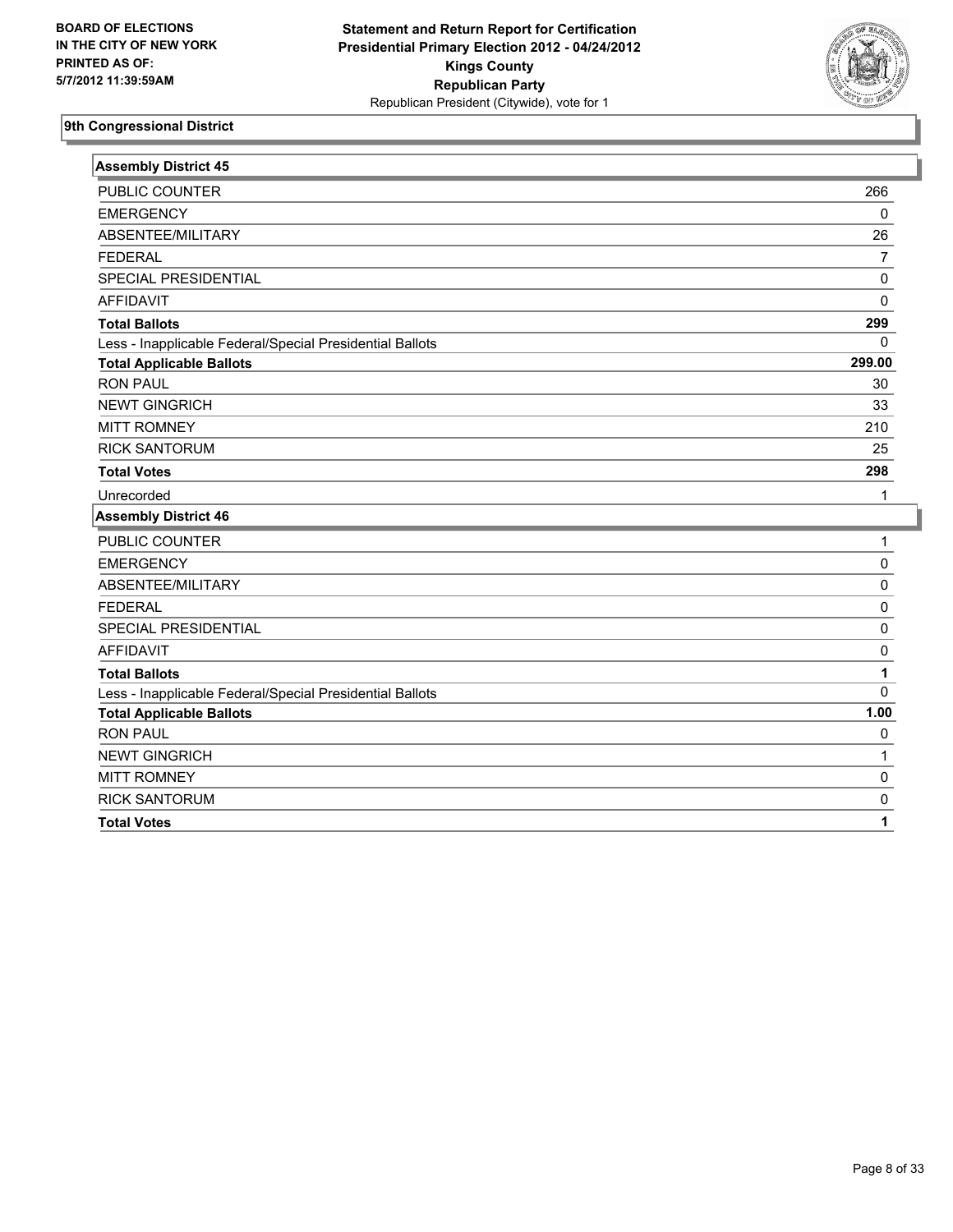BOARD OF ELECTIONS
IN THE CITY OF NEW YORK
PRINTED AS OF:
5/7/2012 11:39:59AM

**Statement and Return Report for Certification**
**Presidential Primary Election 2012 - 04/24/2012**
**Kings County**
**Republican Party**
Republican President (Citywide), vote for 1

## 9th Congressional District

### Assembly District 45

| | |
|---|---|
| PUBLIC COUNTER | 266 |
| EMERGENCY | 0 |
| ABSENTEE/MILITARY | 26 |
| FEDERAL | 7 |
| SPECIAL PRESIDENTIAL | 0 |
| AFFIDAVIT | 0 |
| **Total Ballots** | **299** |
| Less - Inapplicable Federal/Special Presidential Ballots | 0 |
| **Total Applicable Ballots** | **299.00** |
| RON PAUL | 30 |
| NEWT GINGRICH | 33 |
| MITT ROMNEY | 210 |
| RICK SANTORUM | 25 |
| **Total Votes** | **298** |
| Unrecorded | 1 |

### Assembly District 46

| | |
|---|---|
| PUBLIC COUNTER | 1 |
| EMERGENCY | 0 |
| ABSENTEE/MILITARY | 0 |
| FEDERAL | 0 |
| SPECIAL PRESIDENTIAL | 0 |
| AFFIDAVIT | 0 |
| **Total Ballots** | **1** |
| Less - Inapplicable Federal/Special Presidential Ballots | 0 |
| **Total Applicable Ballots** | **1.00** |
| RON PAUL | 0 |
| NEWT GINGRICH | 1 |
| MITT ROMNEY | 0 |
| RICK SANTORUM | 0 |
| **Total Votes** | **1** |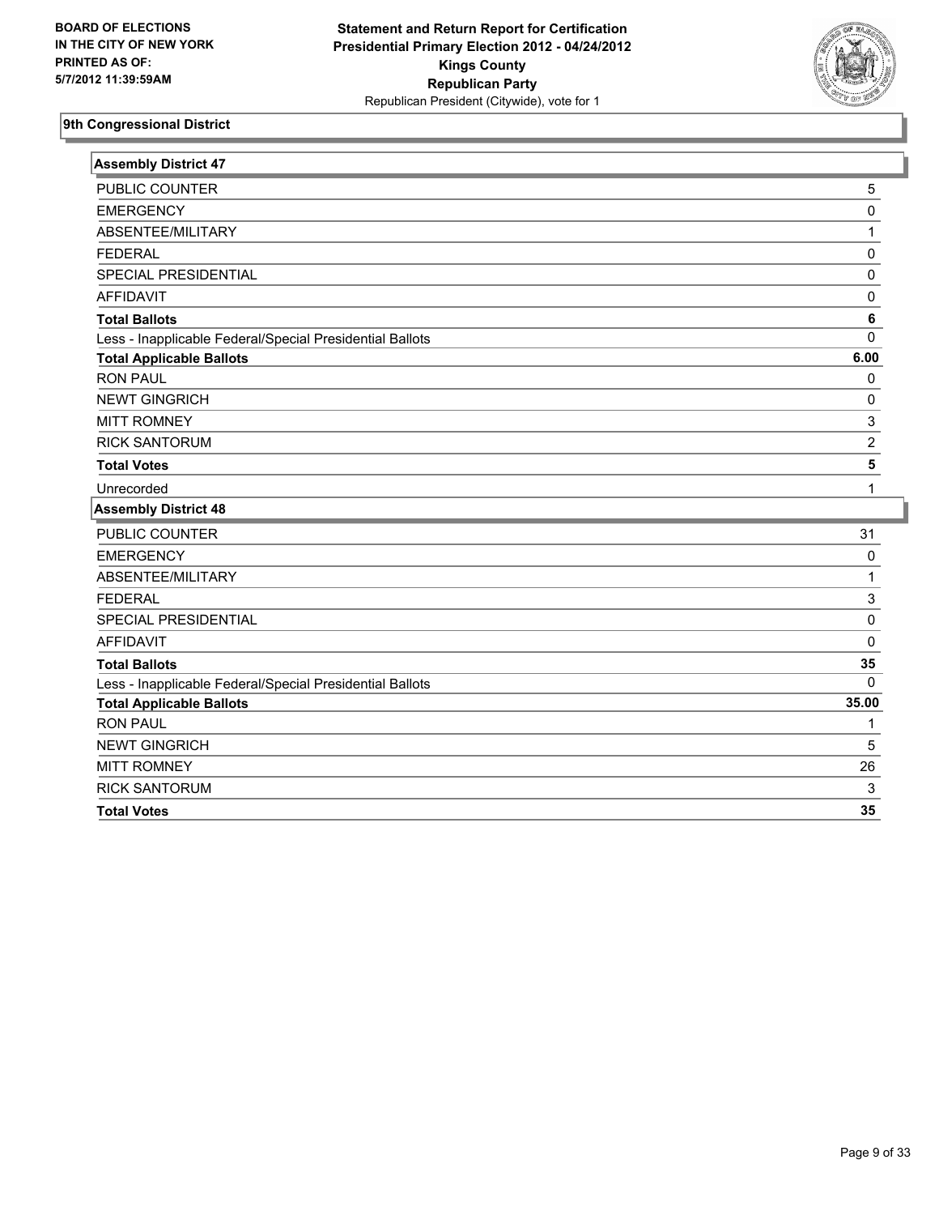BOARD OF ELECTIONS
IN THE CITY OF NEW YORK
PRINTED AS OF:
5/7/2012 11:39:59AM

**Statement and Return Report for Certification**
**Presidential Primary Election 2012 - 04/24/2012**
**Kings County**
**Republican Party**
Republican President (Citywide), vote for 1

## 9th Congressional District

### Assembly District 47

| | |
|---|---|
| PUBLIC COUNTER | 5 |
| EMERGENCY | 0 |
| ABSENTEE/MILITARY | 1 |
| FEDERAL | 0 |
| SPECIAL PRESIDENTIAL | 0 |
| AFFIDAVIT | 0 |
| **Total Ballots** | **6** |
| Less - Inapplicable Federal/Special Presidential Ballots | 0 |
| **Total Applicable Ballots** | **6.00** |
| RON PAUL | 0 |
| NEWT GINGRICH | 0 |
| MITT ROMNEY | 3 |
| RICK SANTORUM | 2 |
| **Total Votes** | **5** |
| Unrecorded | 1 |

### Assembly District 48

| | |
|---|---|
| PUBLIC COUNTER | 31 |
| EMERGENCY | 0 |
| ABSENTEE/MILITARY | 1 |
| FEDERAL | 3 |
| SPECIAL PRESIDENTIAL | 0 |
| AFFIDAVIT | 0 |
| **Total Ballots** | **35** |
| Less - Inapplicable Federal/Special Presidential Ballots | 0 |
| **Total Applicable Ballots** | **35.00** |
| RON PAUL | 1 |
| NEWT GINGRICH | 5 |
| MITT ROMNEY | 26 |
| RICK SANTORUM | 3 |
| **Total Votes** | **35** |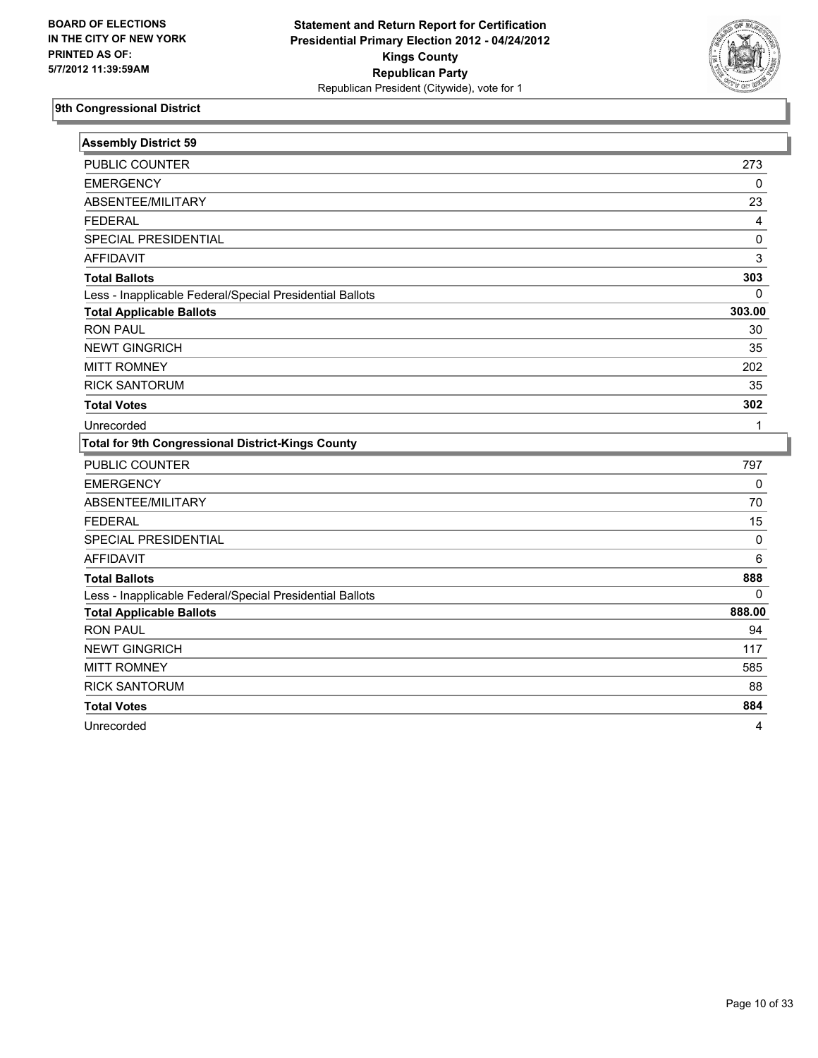BOARD OF ELECTIONS
IN THE CITY OF NEW YORK
PRINTED AS OF:
5/7/2012 11:39:59AM

**Statement and Return Report for Certification**
**Presidential Primary Election 2012 - 04/24/2012**
**Kings County**
**Republican Party**
Republican President (Citywide), vote for 1

## 9th Congressional District

| Assembly District 59 | |
|---|---|
| PUBLIC COUNTER | 273 |
| EMERGENCY | 0 |
| ABSENTEE/MILITARY | 23 |
| FEDERAL | 4 |
| SPECIAL PRESIDENTIAL | 0 |
| AFFIDAVIT | 3 |
| **Total Ballots** | **303** |
| Less - Inapplicable Federal/Special Presidential Ballots | 0 |
| **Total Applicable Ballots** | **303.00** |
| RON PAUL | 30 |
| NEWT GINGRICH | 35 |
| MITT ROMNEY | 202 |
| RICK SANTORUM | 35 |
| **Total Votes** | **302** |
| Unrecorded | 1 |

| Total for 9th Congressional District-Kings County | |
|---|---|
| PUBLIC COUNTER | 797 |
| EMERGENCY | 0 |
| ABSENTEE/MILITARY | 70 |
| FEDERAL | 15 |
| SPECIAL PRESIDENTIAL | 0 |
| AFFIDAVIT | 6 |
| **Total Ballots** | **888** |
| Less - Inapplicable Federal/Special Presidential Ballots | 0 |
| **Total Applicable Ballots** | **888.00** |
| RON PAUL | 94 |
| NEWT GINGRICH | 117 |
| MITT ROMNEY | 585 |
| RICK SANTORUM | 88 |
| **Total Votes** | **884** |
| Unrecorded | 4 |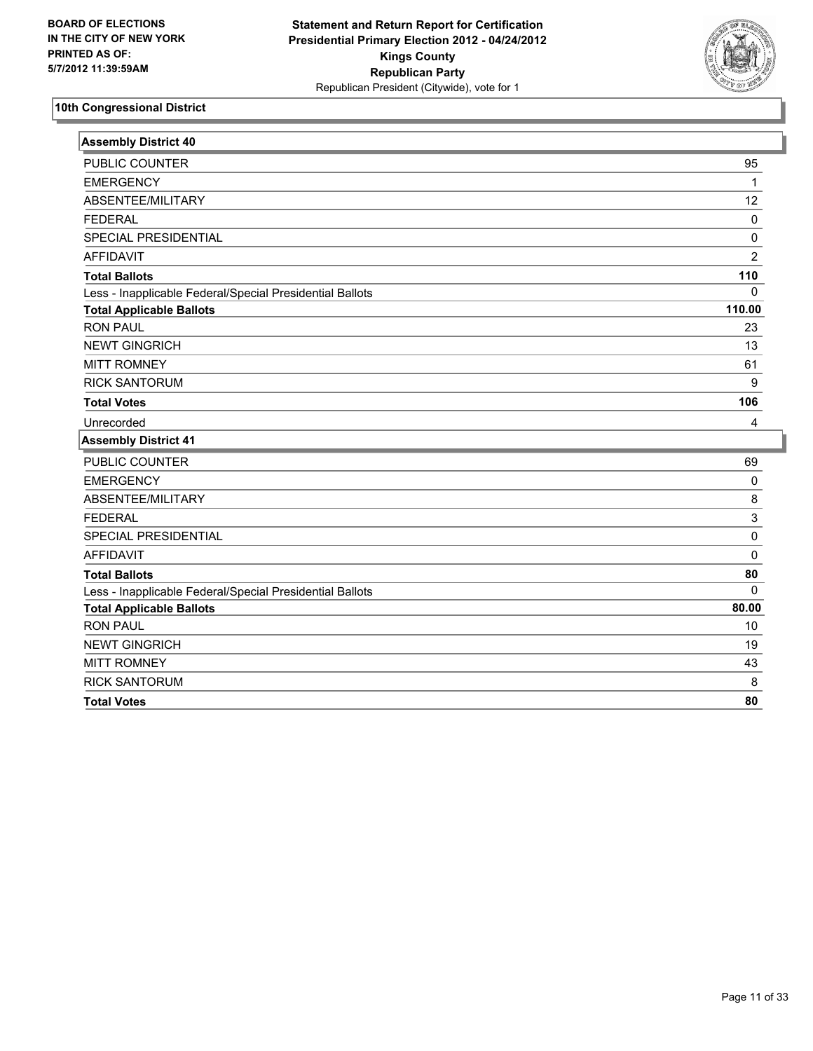BOARD OF ELECTIONS
IN THE CITY OF NEW YORK
PRINTED AS OF:
5/7/2012 11:39:59AM

**Statement and Return Report for Certification**
**Presidential Primary Election 2012 - 04/24/2012**
**Kings County**
**Republican Party**
Republican President (Citywide), vote for 1

## 10th Congressional District

| Assembly District 40 | |
|---|---|
| PUBLIC COUNTER | 95 |
| EMERGENCY | 1 |
| ABSENTEE/MILITARY | 12 |
| FEDERAL | 0 |
| SPECIAL PRESIDENTIAL | 0 |
| AFFIDAVIT | 2 |
| **Total Ballots** | **110** |
| Less - Inapplicable Federal/Special Presidential Ballots | 0 |
| **Total Applicable Ballots** | **110.00** |
| RON PAUL | 23 |
| NEWT GINGRICH | 13 |
| MITT ROMNEY | 61 |
| RICK SANTORUM | 9 |
| **Total Votes** | **106** |
| Unrecorded | 4 |

| Assembly District 41 | |
|---|---|
| PUBLIC COUNTER | 69 |
| EMERGENCY | 0 |
| ABSENTEE/MILITARY | 8 |
| FEDERAL | 3 |
| SPECIAL PRESIDENTIAL | 0 |
| AFFIDAVIT | 0 |
| **Total Ballots** | **80** |
| Less - Inapplicable Federal/Special Presidential Ballots | 0 |
| **Total Applicable Ballots** | **80.00** |
| RON PAUL | 10 |
| NEWT GINGRICH | 19 |
| MITT ROMNEY | 43 |
| RICK SANTORUM | 8 |
| **Total Votes** | **80** |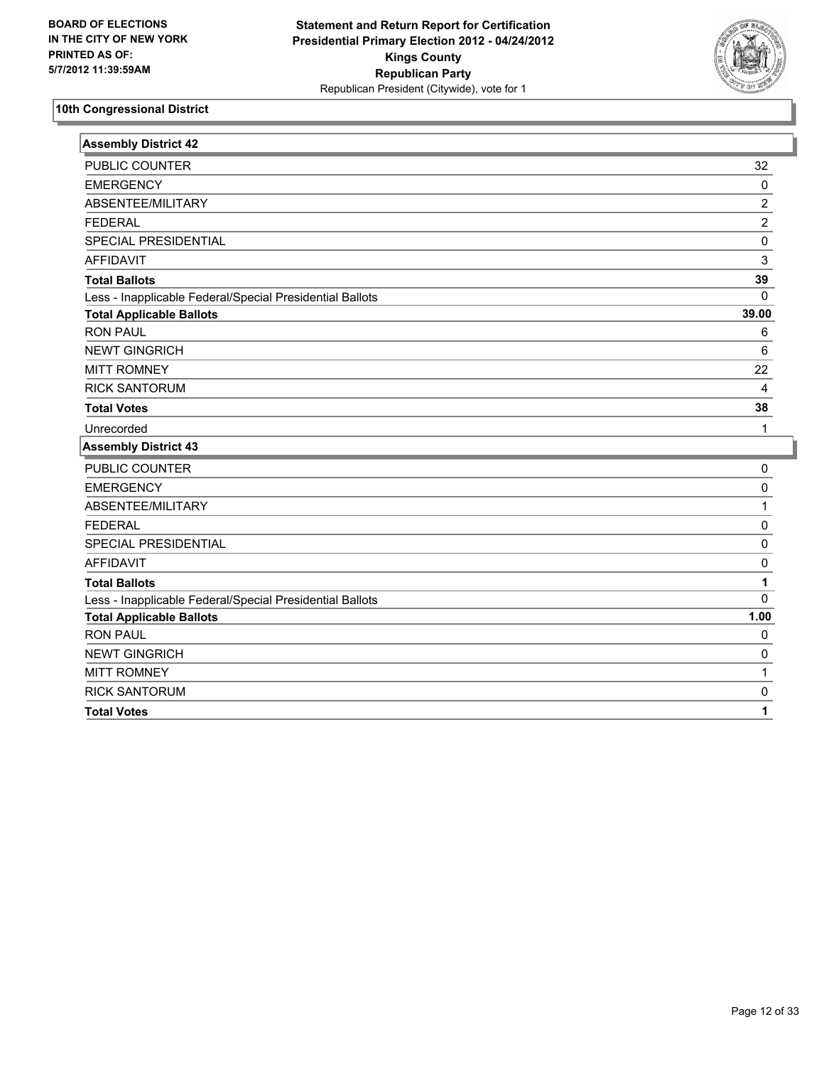BOARD OF ELECTIONS
IN THE CITY OF NEW YORK
PRINTED AS OF:
5/7/2012 11:39:59AM

**Statement and Return Report for Certification**
**Presidential Primary Election 2012 - 04/24/2012**
**Kings County**
**Republican Party**
Republican President (Citywide), vote for 1

## 10th Congressional District

### Assembly District 42

| | |
|---|---|
| PUBLIC COUNTER | 32 |
| EMERGENCY | 0 |
| ABSENTEE/MILITARY | 2 |
| FEDERAL | 2 |
| SPECIAL PRESIDENTIAL | 0 |
| AFFIDAVIT | 3 |
| **Total Ballots** | **39** |
| Less - Inapplicable Federal/Special Presidential Ballots | 0 |
| **Total Applicable Ballots** | **39.00** |
| RON PAUL | 6 |
| NEWT GINGRICH | 6 |
| MITT ROMNEY | 22 |
| RICK SANTORUM | 4 |
| **Total Votes** | **38** |
| Unrecorded | 1 |

### Assembly District 43

| | |
|---|---|
| PUBLIC COUNTER | 0 |
| EMERGENCY | 0 |
| ABSENTEE/MILITARY | 1 |
| FEDERAL | 0 |
| SPECIAL PRESIDENTIAL | 0 |
| AFFIDAVIT | 0 |
| **Total Ballots** | **1** |
| Less - Inapplicable Federal/Special Presidential Ballots | 0 |
| **Total Applicable Ballots** | **1.00** |
| RON PAUL | 0 |
| NEWT GINGRICH | 0 |
| MITT ROMNEY | 1 |
| RICK SANTORUM | 0 |
| **Total Votes** | **1** |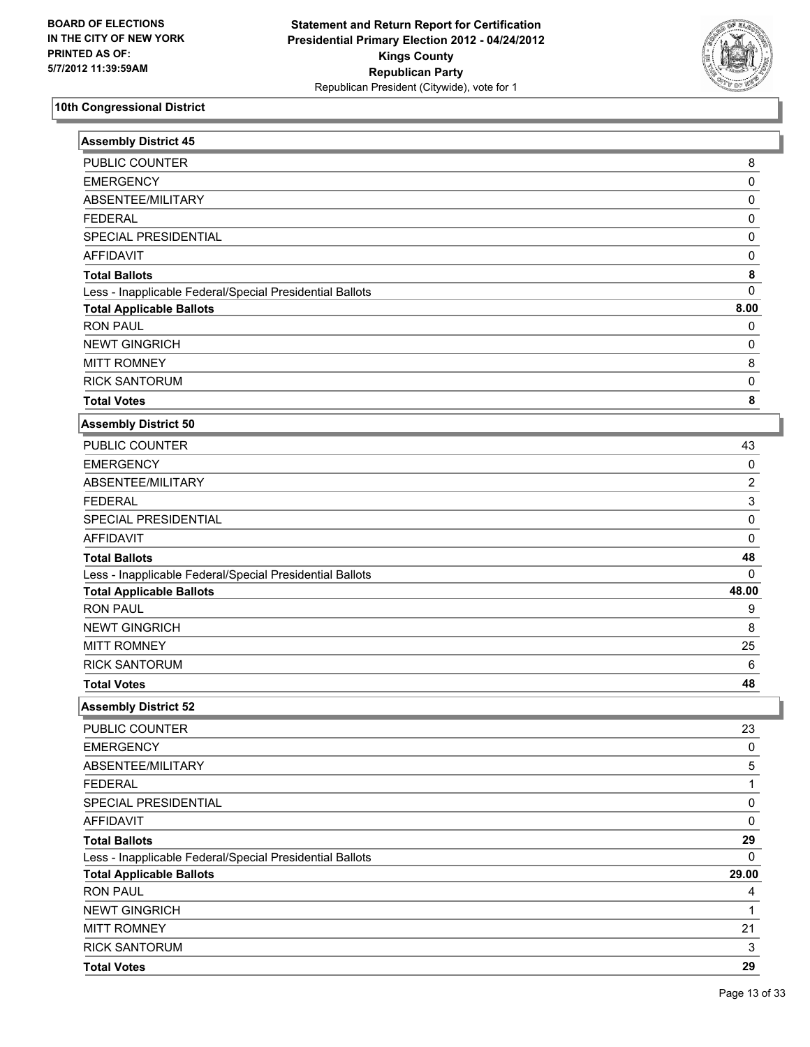**BOARD OF ELECTIONS IN THE CITY OF NEW YORK PRINTED AS OF: 5/7/2012 11:39:59AM**

**Statement and Return Report for Certification Presidential Primary Election 2012 - 04/24/2012 Kings County Republican Party**
Republican President (Citywide), vote for 1

## 10th Congressional District

### Assembly District 45

| | |
|---|---|
| PUBLIC COUNTER | 8 |
| EMERGENCY | 0 |
| ABSENTEE/MILITARY | 0 |
| FEDERAL | 0 |
| SPECIAL PRESIDENTIAL | 0 |
| AFFIDAVIT | 0 |
| **Total Ballots** | **8** |
| Less - Inapplicable Federal/Special Presidential Ballots | 0 |
| **Total Applicable Ballots** | **8.00** |
| RON PAUL | 0 |
| NEWT GINGRICH | 0 |
| MITT ROMNEY | 8 |
| RICK SANTORUM | 0 |
| **Total Votes** | **8** |

### Assembly District 50

| | |
|---|---|
| PUBLIC COUNTER | 43 |
| EMERGENCY | 0 |
| ABSENTEE/MILITARY | 2 |
| FEDERAL | 3 |
| SPECIAL PRESIDENTIAL | 0 |
| AFFIDAVIT | 0 |
| **Total Ballots** | **48** |
| Less - Inapplicable Federal/Special Presidential Ballots | 0 |
| **Total Applicable Ballots** | **48.00** |
| RON PAUL | 9 |
| NEWT GINGRICH | 8 |
| MITT ROMNEY | 25 |
| RICK SANTORUM | 6 |
| **Total Votes** | **48** |

### Assembly District 52

| | |
|---|---|
| PUBLIC COUNTER | 23 |
| EMERGENCY | 0 |
| ABSENTEE/MILITARY | 5 |
| FEDERAL | 1 |
| SPECIAL PRESIDENTIAL | 0 |
| AFFIDAVIT | 0 |
| **Total Ballots** | **29** |
| Less - Inapplicable Federal/Special Presidential Ballots | 0 |
| **Total Applicable Ballots** | **29.00** |
| RON PAUL | 4 |
| NEWT GINGRICH | 1 |
| MITT ROMNEY | 21 |
| RICK SANTORUM | 3 |
| **Total Votes** | **29** |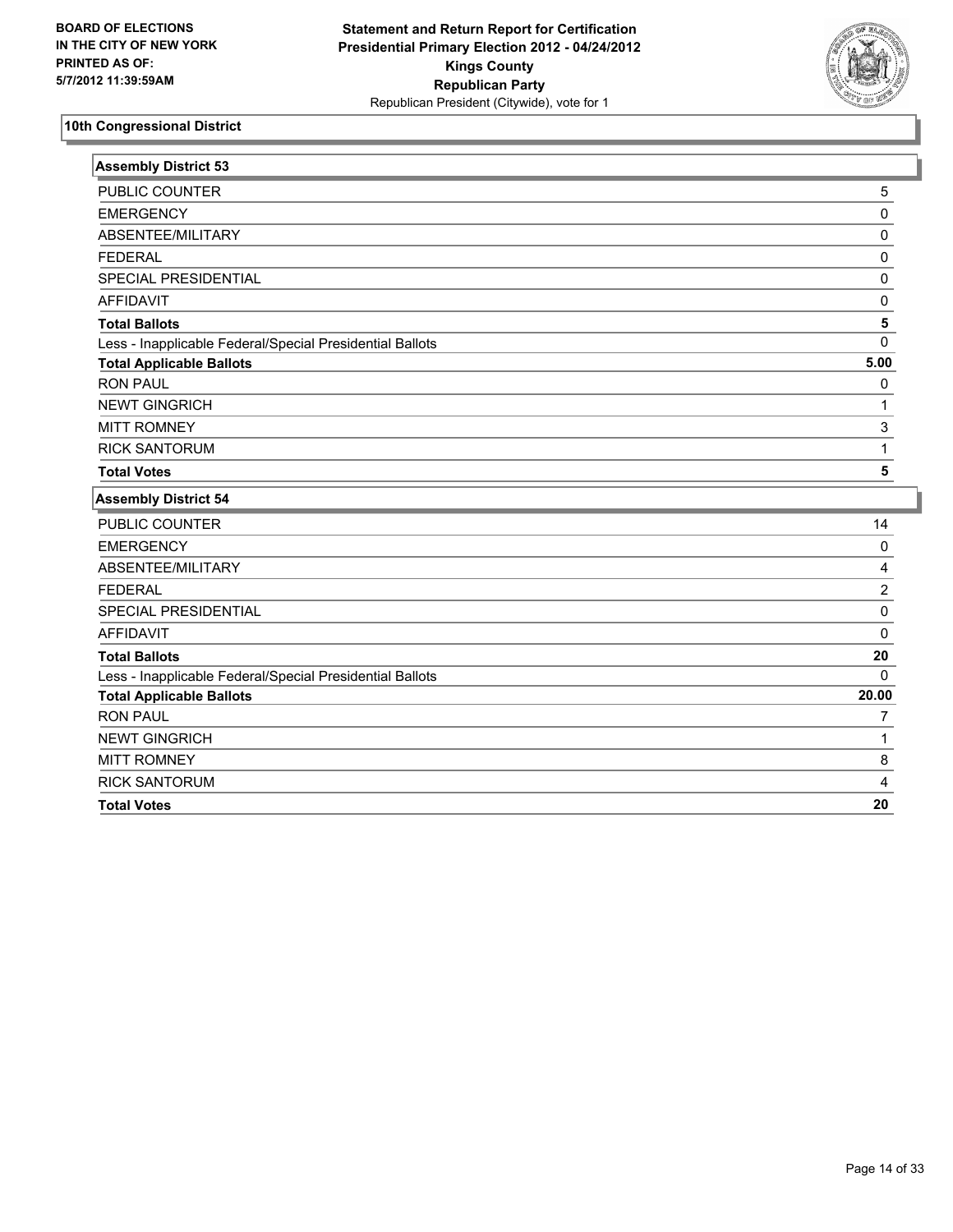BOARD OF ELECTIONS
IN THE CITY OF NEW YORK
PRINTED AS OF:
5/7/2012 11:39:59AM

**Statement and Return Report for Certification**
**Presidential Primary Election 2012 - 04/24/2012**
**Kings County**
**Republican Party**
Republican President (Citywide), vote for 1

## 10th Congressional District

### Assembly District 53

| | |
|---|---|
| PUBLIC COUNTER | 5 |
| EMERGENCY | 0 |
| ABSENTEE/MILITARY | 0 |
| FEDERAL | 0 |
| SPECIAL PRESIDENTIAL | 0 |
| AFFIDAVIT | 0 |
| **Total Ballots** | **5** |
| Less - Inapplicable Federal/Special Presidential Ballots | 0 |
| **Total Applicable Ballots** | **5.00** |
| RON PAUL | 0 |
| NEWT GINGRICH | 1 |
| MITT ROMNEY | 3 |
| RICK SANTORUM | 1 |
| **Total Votes** | **5** |

### Assembly District 54

| | |
|---|---|
| PUBLIC COUNTER | 14 |
| EMERGENCY | 0 |
| ABSENTEE/MILITARY | 4 |
| FEDERAL | 2 |
| SPECIAL PRESIDENTIAL | 0 |
| AFFIDAVIT | 0 |
| **Total Ballots** | **20** |
| Less - Inapplicable Federal/Special Presidential Ballots | 0 |
| **Total Applicable Ballots** | **20.00** |
| RON PAUL | 7 |
| NEWT GINGRICH | 1 |
| MITT ROMNEY | 8 |
| RICK SANTORUM | 4 |
| **Total Votes** | **20** |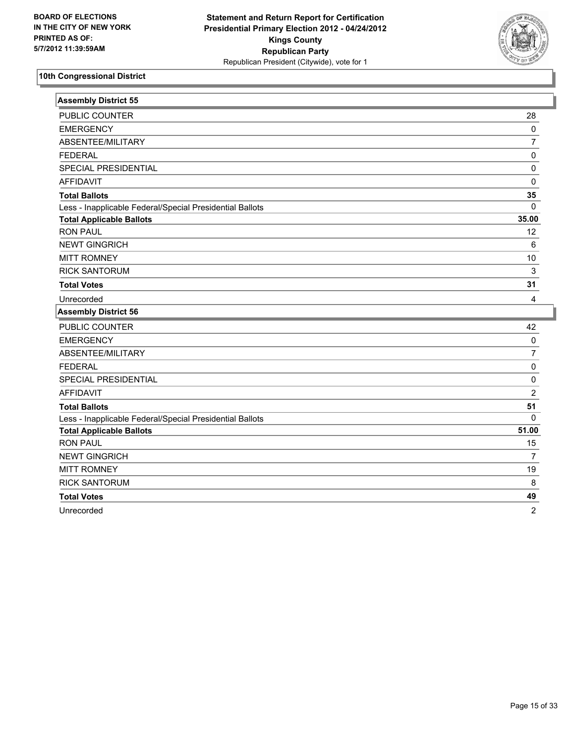BOARD OF ELECTIONS
IN THE CITY OF NEW YORK
PRINTED AS OF:
5/7/2012 11:39:59AM

**Statement and Return Report for Certification**
**Presidential Primary Election 2012 - 04/24/2012**
**Kings County**
**Republican Party**
Republican President (Citywide), vote for 1

## 10th Congressional District

### Assembly District 55

| | |
|---|---|
| PUBLIC COUNTER | 28 |
| EMERGENCY | 0 |
| ABSENTEE/MILITARY | 7 |
| FEDERAL | 0 |
| SPECIAL PRESIDENTIAL | 0 |
| AFFIDAVIT | 0 |
| **Total Ballots** | **35** |
| Less - Inapplicable Federal/Special Presidential Ballots | 0 |
| **Total Applicable Ballots** | **35.00** |
| RON PAUL | 12 |
| NEWT GINGRICH | 6 |
| MITT ROMNEY | 10 |
| RICK SANTORUM | 3 |
| **Total Votes** | **31** |
| Unrecorded | 4 |

### Assembly District 56

| | |
|---|---|
| PUBLIC COUNTER | 42 |
| EMERGENCY | 0 |
| ABSENTEE/MILITARY | 7 |
| FEDERAL | 0 |
| SPECIAL PRESIDENTIAL | 0 |
| AFFIDAVIT | 2 |
| **Total Ballots** | **51** |
| Less - Inapplicable Federal/Special Presidential Ballots | 0 |
| **Total Applicable Ballots** | **51.00** |
| RON PAUL | 15 |
| NEWT GINGRICH | 7 |
| MITT ROMNEY | 19 |
| RICK SANTORUM | 8 |
| **Total Votes** | **49** |
| Unrecorded | 2 |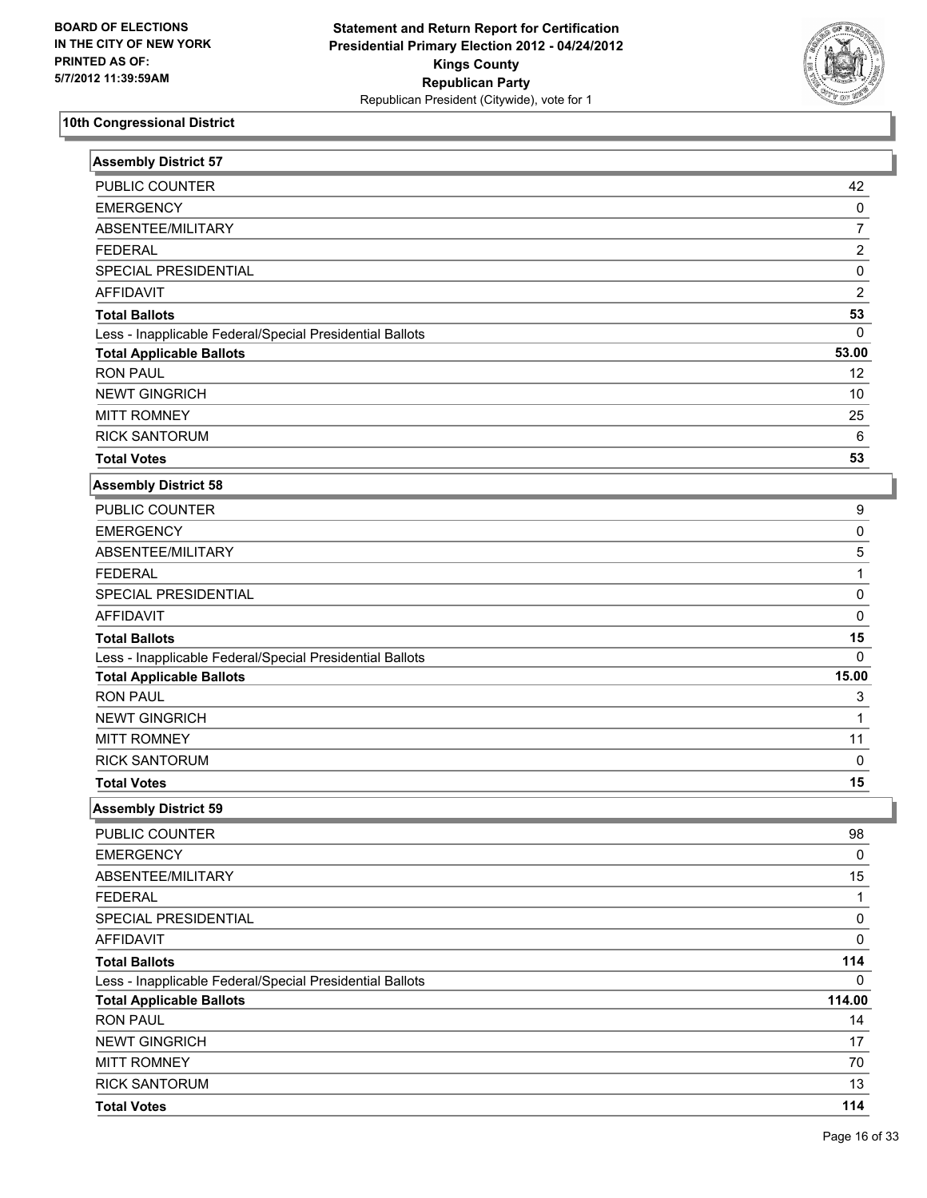**BOARD OF ELECTIONS IN THE CITY OF NEW YORK**
**PRINTED AS OF: 5/7/2012 11:39:59AM**

**Statement and Return Report for Certification**
**Presidential Primary Election 2012 - 04/24/2012**
**Kings County**
**Republican Party**
Republican President (Citywide), vote for 1

## 10th Congressional District

### Assembly District 57

| | |
|---|---|
| PUBLIC COUNTER | 42 |
| EMERGENCY | 0 |
| ABSENTEE/MILITARY | 7 |
| FEDERAL | 2 |
| SPECIAL PRESIDENTIAL | 0 |
| AFFIDAVIT | 2 |
| **Total Ballots** | **53** |
| Less - Inapplicable Federal/Special Presidential Ballots | 0 |
| **Total Applicable Ballots** | **53.00** |
| RON PAUL | 12 |
| NEWT GINGRICH | 10 |
| MITT ROMNEY | 25 |
| RICK SANTORUM | 6 |
| **Total Votes** | **53** |

### Assembly District 58

| | |
|---|---|
| PUBLIC COUNTER | 9 |
| EMERGENCY | 0 |
| ABSENTEE/MILITARY | 5 |
| FEDERAL | 1 |
| SPECIAL PRESIDENTIAL | 0 |
| AFFIDAVIT | 0 |
| **Total Ballots** | **15** |
| Less - Inapplicable Federal/Special Presidential Ballots | 0 |
| **Total Applicable Ballots** | **15.00** |
| RON PAUL | 3 |
| NEWT GINGRICH | 1 |
| MITT ROMNEY | 11 |
| RICK SANTORUM | 0 |
| **Total Votes** | **15** |

### Assembly District 59

| | |
|---|---|
| PUBLIC COUNTER | 98 |
| EMERGENCY | 0 |
| ABSENTEE/MILITARY | 15 |
| FEDERAL | 1 |
| SPECIAL PRESIDENTIAL | 0 |
| AFFIDAVIT | 0 |
| **Total Ballots** | **114** |
| Less - Inapplicable Federal/Special Presidential Ballots | 0 |
| **Total Applicable Ballots** | **114.00** |
| RON PAUL | 14 |
| NEWT GINGRICH | 17 |
| MITT ROMNEY | 70 |
| RICK SANTORUM | 13 |
| **Total Votes** | **114** |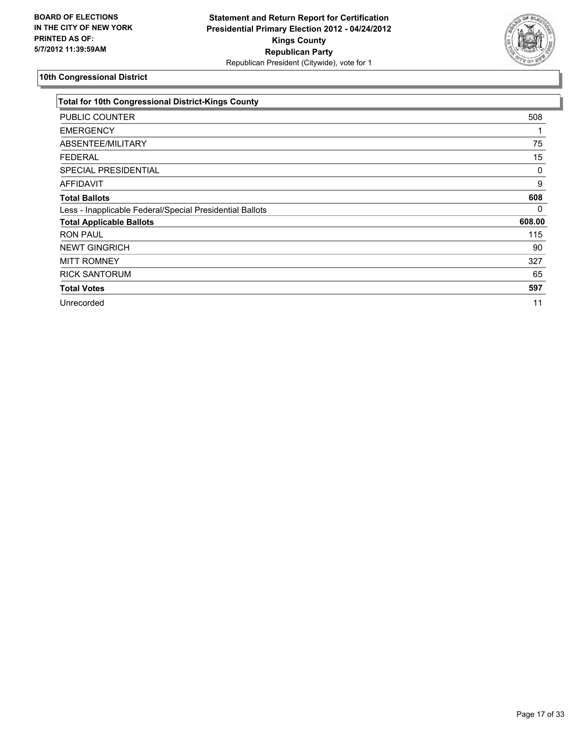**BOARD OF ELECTIONS IN THE CITY OF NEW YORK PRINTED AS OF: 5/7/2012 11:39:59AM**

**Statement and Return Report for Certification**
**Presidential Primary Election 2012 - 04/24/2012**
**Kings County**
**Republican Party**
Republican President (Citywide), vote for 1

## 10th Congressional District

| Total for 10th Congressional District-Kings County | |
|---|---|
| PUBLIC COUNTER | 508 |
| EMERGENCY | 1 |
| ABSENTEE/MILITARY | 75 |
| FEDERAL | 15 |
| SPECIAL PRESIDENTIAL | 0 |
| AFFIDAVIT | 9 |
| **Total Ballots** | **608** |
| Less - Inapplicable Federal/Special Presidential Ballots | 0 |
| **Total Applicable Ballots** | **608.00** |
| RON PAUL | 115 |
| NEWT GINGRICH | 90 |
| MITT ROMNEY | 327 |
| RICK SANTORUM | 65 |
| **Total Votes** | **597** |
| Unrecorded | 11 |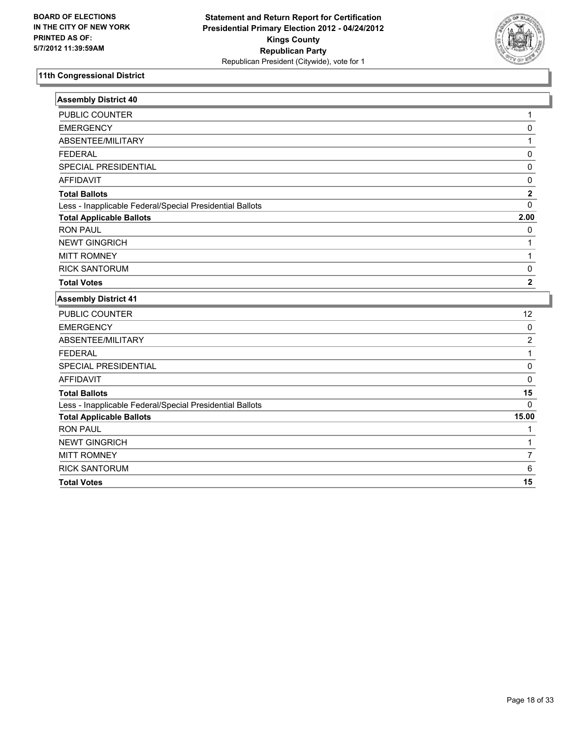BOARD OF ELECTIONS
IN THE CITY OF NEW YORK
PRINTED AS OF:
5/7/2012 11:39:59AM

**Statement and Return Report for Certification**
**Presidential Primary Election 2012 - 04/24/2012**
**Kings County**
**Republican Party**
Republican President (Citywide), vote for 1

## 11th Congressional District

### Assembly District 40

| | |
|---|---|
| PUBLIC COUNTER | 1 |
| EMERGENCY | 0 |
| ABSENTEE/MILITARY | 1 |
| FEDERAL | 0 |
| SPECIAL PRESIDENTIAL | 0 |
| AFFIDAVIT | 0 |
| **Total Ballots** | **2** |
| Less - Inapplicable Federal/Special Presidential Ballots | 0 |
| **Total Applicable Ballots** | **2.00** |
| RON PAUL | 0 |
| NEWT GINGRICH | 1 |
| MITT ROMNEY | 1 |
| RICK SANTORUM | 0 |
| **Total Votes** | **2** |

### Assembly District 41

| | |
|---|---|
| PUBLIC COUNTER | 12 |
| EMERGENCY | 0 |
| ABSENTEE/MILITARY | 2 |
| FEDERAL | 1 |
| SPECIAL PRESIDENTIAL | 0 |
| AFFIDAVIT | 0 |
| **Total Ballots** | **15** |
| Less - Inapplicable Federal/Special Presidential Ballots | 0 |
| **Total Applicable Ballots** | **15.00** |
| RON PAUL | 1 |
| NEWT GINGRICH | 1 |
| MITT ROMNEY | 7 |
| RICK SANTORUM | 6 |
| **Total Votes** | **15** |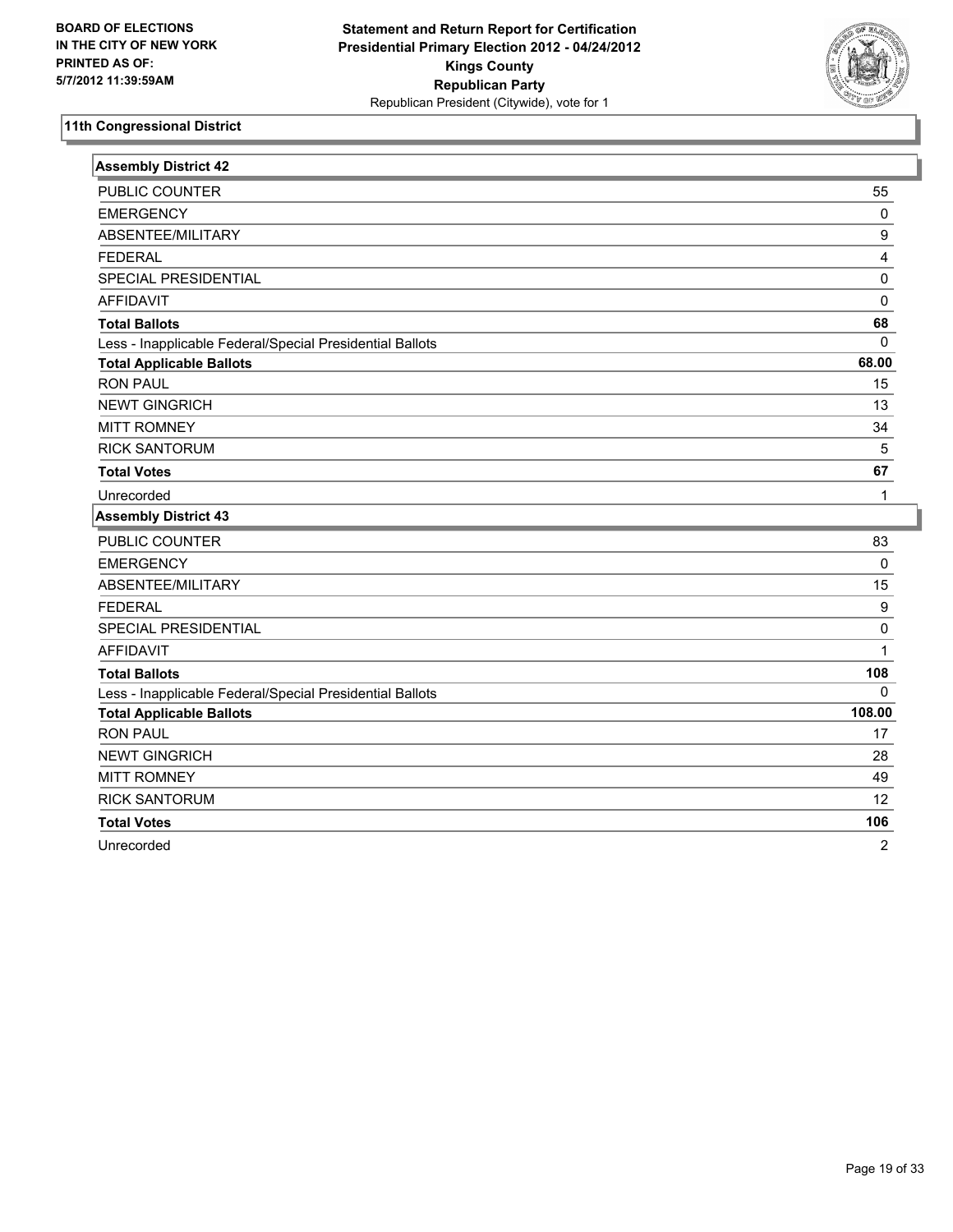BOARD OF ELECTIONS
IN THE CITY OF NEW YORK
PRINTED AS OF:
5/7/2012 11:39:59AM

**Statement and Return Report for Certification**
**Presidential Primary Election 2012 - 04/24/2012**
**Kings County**
**Republican Party**
Republican President (Citywide), vote for 1

### 11th Congressional District

| Assembly District 42 | |
|---|---|
| PUBLIC COUNTER | 55 |
| EMERGENCY | 0 |
| ABSENTEE/MILITARY | 9 |
| FEDERAL | 4 |
| SPECIAL PRESIDENTIAL | 0 |
| AFFIDAVIT | 0 |
| **Total Ballots** | **68** |
| Less - Inapplicable Federal/Special Presidential Ballots | 0 |
| **Total Applicable Ballots** | **68.00** |
| RON PAUL | 15 |
| NEWT GINGRICH | 13 |
| MITT ROMNEY | 34 |
| RICK SANTORUM | 5 |
| **Total Votes** | **67** |
| Unrecorded | 1 |

| Assembly District 43 | |
|---|---|
| PUBLIC COUNTER | 83 |
| EMERGENCY | 0 |
| ABSENTEE/MILITARY | 15 |
| FEDERAL | 9 |
| SPECIAL PRESIDENTIAL | 0 |
| AFFIDAVIT | 1 |
| **Total Ballots** | **108** |
| Less - Inapplicable Federal/Special Presidential Ballots | 0 |
| **Total Applicable Ballots** | **108.00** |
| RON PAUL | 17 |
| NEWT GINGRICH | 28 |
| MITT ROMNEY | 49 |
| RICK SANTORUM | 12 |
| **Total Votes** | **106** |
| Unrecorded | 2 |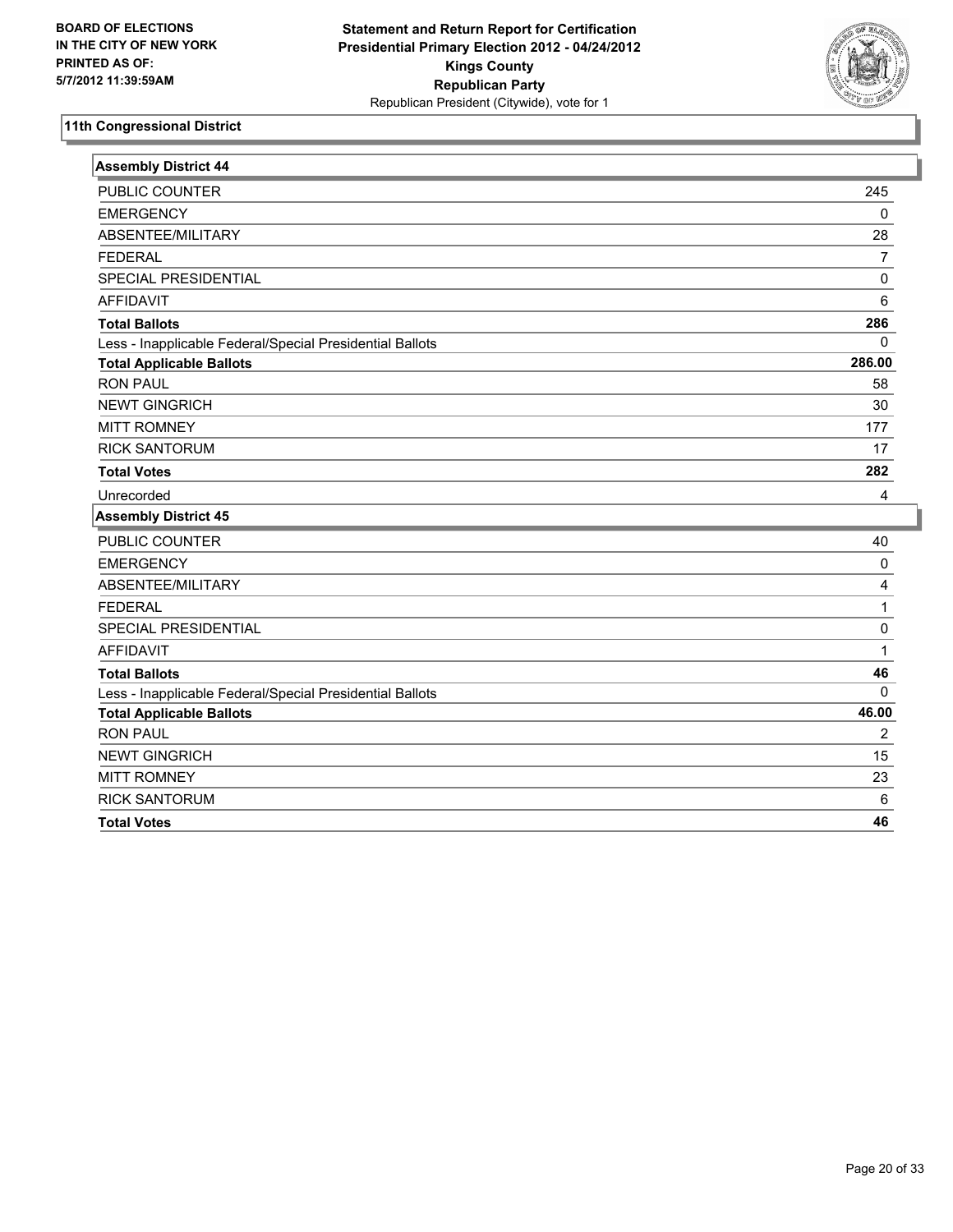**BOARD OF ELECTIONS IN THE CITY OF NEW YORK PRINTED AS OF: 5/7/2012 11:39:59AM**

**Statement and Return Report for Certification Presidential Primary Election 2012 - 04/24/2012 Kings County Republican Party**
Republican President (Citywide), vote for 1

## 11th Congressional District

### Assembly District 44

| | |
|---|---|
| PUBLIC COUNTER | 245 |
| EMERGENCY | 0 |
| ABSENTEE/MILITARY | 28 |
| FEDERAL | 7 |
| SPECIAL PRESIDENTIAL | 0 |
| AFFIDAVIT | 6 |
| **Total Ballots** | **286** |
| Less - Inapplicable Federal/Special Presidential Ballots | 0 |
| **Total Applicable Ballots** | **286.00** |
| RON PAUL | 58 |
| NEWT GINGRICH | 30 |
| MITT ROMNEY | 177 |
| RICK SANTORUM | 17 |
| **Total Votes** | **282** |
| Unrecorded | 4 |

### Assembly District 45

| | |
|---|---|
| PUBLIC COUNTER | 40 |
| EMERGENCY | 0 |
| ABSENTEE/MILITARY | 4 |
| FEDERAL | 1 |
| SPECIAL PRESIDENTIAL | 0 |
| AFFIDAVIT | 1 |
| **Total Ballots** | **46** |
| Less - Inapplicable Federal/Special Presidential Ballots | 0 |
| **Total Applicable Ballots** | **46.00** |
| RON PAUL | 2 |
| NEWT GINGRICH | 15 |
| MITT ROMNEY | 23 |
| RICK SANTORUM | 6 |
| **Total Votes** | **46** |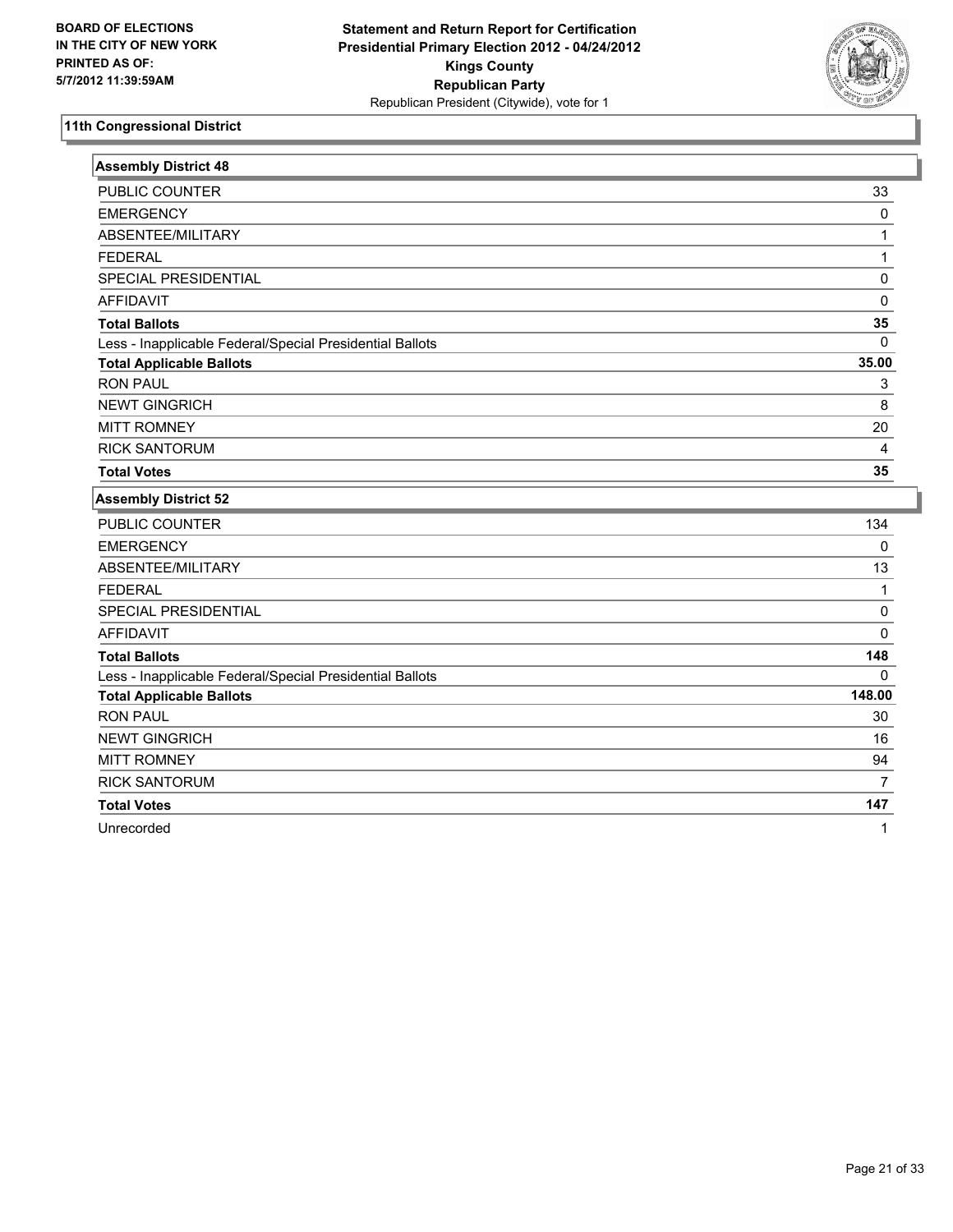**BOARD OF ELECTIONS IN THE CITY OF NEW YORK PRINTED AS OF: 5/7/2012 11:39:59AM**

**Statement and Return Report for Certification Presidential Primary Election 2012 - 04/24/2012 Kings County Republican Party**
Republican President (Citywide), vote for 1

## 11th Congressional District

### Assembly District 48

| | |
|---|---|
| PUBLIC COUNTER | 33 |
| EMERGENCY | 0 |
| ABSENTEE/MILITARY | 1 |
| FEDERAL | 1 |
| SPECIAL PRESIDENTIAL | 0 |
| AFFIDAVIT | 0 |
| **Total Ballots** | **35** |
| Less - Inapplicable Federal/Special Presidential Ballots | 0 |
| **Total Applicable Ballots** | **35.00** |
| RON PAUL | 3 |
| NEWT GINGRICH | 8 |
| MITT ROMNEY | 20 |
| RICK SANTORUM | 4 |
| **Total Votes** | **35** |

### Assembly District 52

| | |
|---|---|
| PUBLIC COUNTER | 134 |
| EMERGENCY | 0 |
| ABSENTEE/MILITARY | 13 |
| FEDERAL | 1 |
| SPECIAL PRESIDENTIAL | 0 |
| AFFIDAVIT | 0 |
| **Total Ballots** | **148** |
| Less - Inapplicable Federal/Special Presidential Ballots | 0 |
| **Total Applicable Ballots** | **148.00** |
| RON PAUL | 30 |
| NEWT GINGRICH | 16 |
| MITT ROMNEY | 94 |
| RICK SANTORUM | 7 |
| **Total Votes** | **147** |
| Unrecorded | 1 |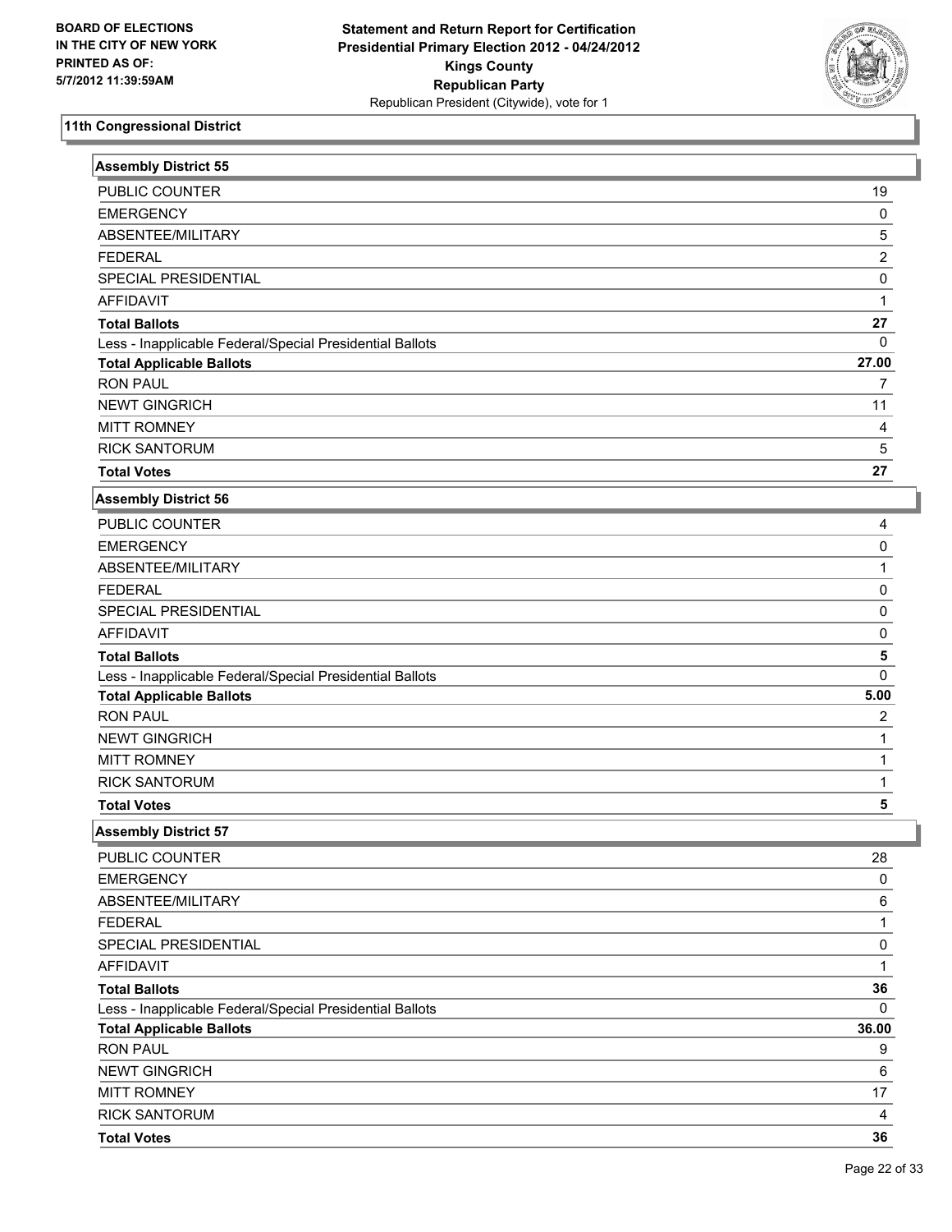BOARD OF ELECTIONS
IN THE CITY OF NEW YORK
PRINTED AS OF:
5/7/2012 11:39:59AM

**Statement and Return Report for Certification**
**Presidential Primary Election 2012 - 04/24/2012**
**Kings County**
**Republican Party**
Republican President (Citywide), vote for 1

## 11th Congressional District

### Assembly District 55

| | |
|---|---|
| PUBLIC COUNTER | 19 |
| EMERGENCY | 0 |
| ABSENTEE/MILITARY | 5 |
| FEDERAL | 2 |
| SPECIAL PRESIDENTIAL | 0 |
| AFFIDAVIT | 1 |
| **Total Ballots** | **27** |
| Less - Inapplicable Federal/Special Presidential Ballots | 0 |
| **Total Applicable Ballots** | **27.00** |
| RON PAUL | 7 |
| NEWT GINGRICH | 11 |
| MITT ROMNEY | 4 |
| RICK SANTORUM | 5 |
| **Total Votes** | **27** |

### Assembly District 56

| | |
|---|---|
| PUBLIC COUNTER | 4 |
| EMERGENCY | 0 |
| ABSENTEE/MILITARY | 1 |
| FEDERAL | 0 |
| SPECIAL PRESIDENTIAL | 0 |
| AFFIDAVIT | 0 |
| **Total Ballots** | **5** |
| Less - Inapplicable Federal/Special Presidential Ballots | 0 |
| **Total Applicable Ballots** | **5.00** |
| RON PAUL | 2 |
| NEWT GINGRICH | 1 |
| MITT ROMNEY | 1 |
| RICK SANTORUM | 1 |
| **Total Votes** | **5** |

### Assembly District 57

| | |
|---|---|
| PUBLIC COUNTER | 28 |
| EMERGENCY | 0 |
| ABSENTEE/MILITARY | 6 |
| FEDERAL | 1 |
| SPECIAL PRESIDENTIAL | 0 |
| AFFIDAVIT | 1 |
| **Total Ballots** | **36** |
| Less - Inapplicable Federal/Special Presidential Ballots | 0 |
| **Total Applicable Ballots** | **36.00** |
| RON PAUL | 9 |
| NEWT GINGRICH | 6 |
| MITT ROMNEY | 17 |
| RICK SANTORUM | 4 |
| **Total Votes** | **36** |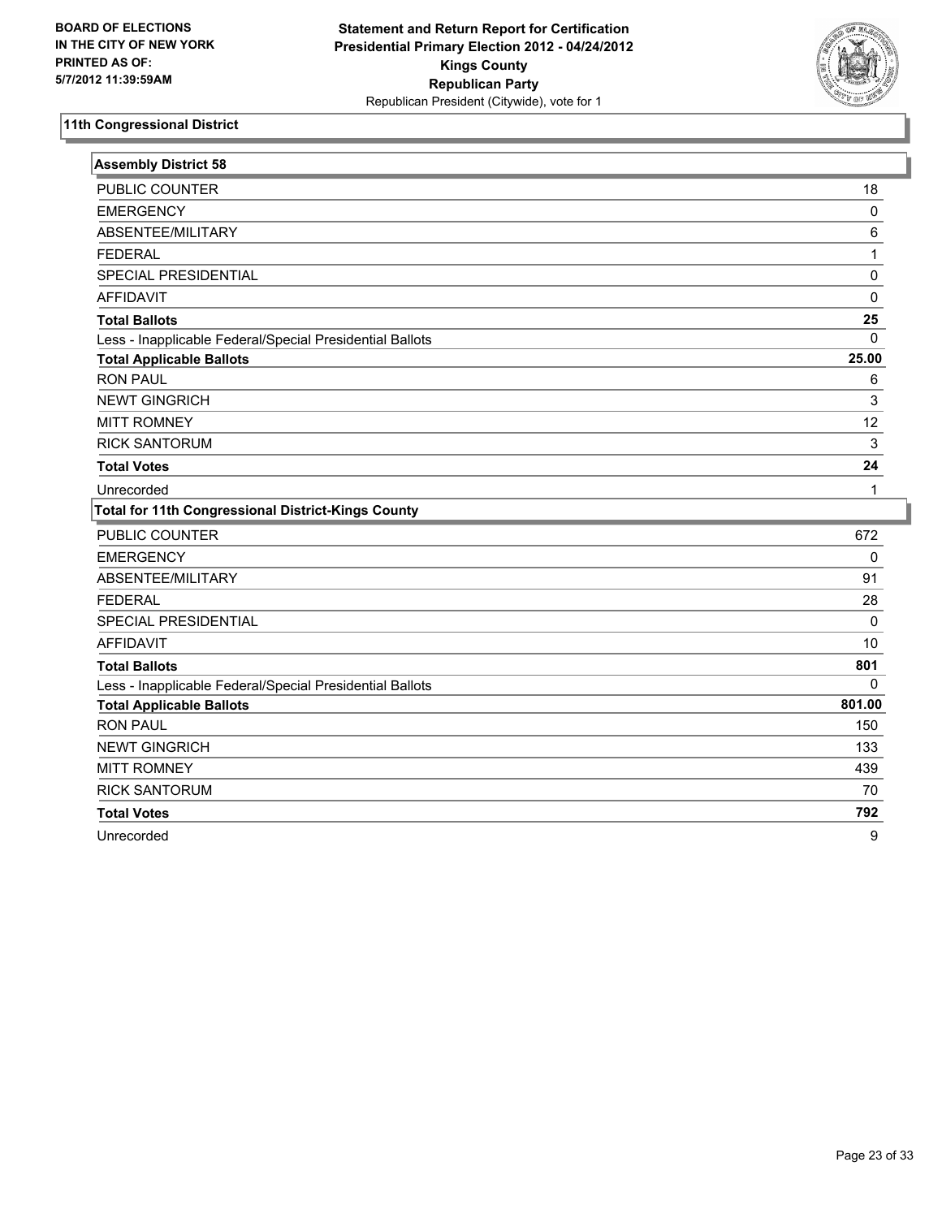**BOARD OF ELECTIONS IN THE CITY OF NEW YORK PRINTED AS OF: 5/7/2012 11:39:59AM**

**Statement and Return Report for Certification Presidential Primary Election 2012 - 04/24/2012 Kings County Republican Party**
Republican President (Citywide), vote for 1

## 11th Congressional District

| Assembly District 58 | |
|---|---|
| PUBLIC COUNTER | 18 |
| EMERGENCY | 0 |
| ABSENTEE/MILITARY | 6 |
| FEDERAL | 1 |
| SPECIAL PRESIDENTIAL | 0 |
| AFFIDAVIT | 0 |
| **Total Ballots** | **25** |
| Less - Inapplicable Federal/Special Presidential Ballots | 0 |
| **Total Applicable Ballots** | **25.00** |
| RON PAUL | 6 |
| NEWT GINGRICH | 3 |
| MITT ROMNEY | 12 |
| RICK SANTORUM | 3 |
| **Total Votes** | **24** |
| Unrecorded | 1 |

| Total for 11th Congressional District-Kings County | |
|---|---|
| PUBLIC COUNTER | 672 |
| EMERGENCY | 0 |
| ABSENTEE/MILITARY | 91 |
| FEDERAL | 28 |
| SPECIAL PRESIDENTIAL | 0 |
| AFFIDAVIT | 10 |
| **Total Ballots** | **801** |
| Less - Inapplicable Federal/Special Presidential Ballots | 0 |
| **Total Applicable Ballots** | **801.00** |
| RON PAUL | 150 |
| NEWT GINGRICH | 133 |
| MITT ROMNEY | 439 |
| RICK SANTORUM | 70 |
| **Total Votes** | **792** |
| Unrecorded | 9 |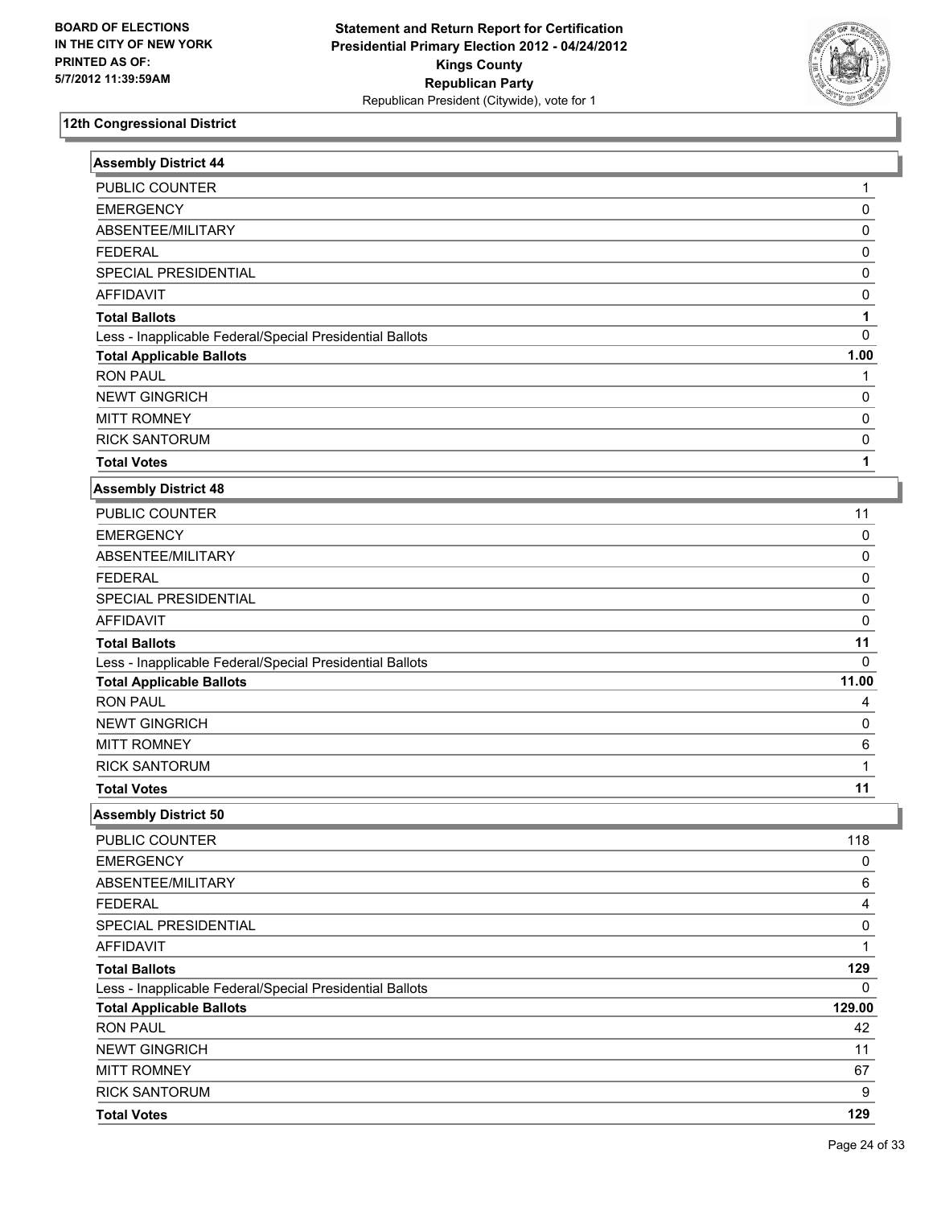**BOARD OF ELECTIONS IN THE CITY OF NEW YORK PRINTED AS OF: 5/7/2012 11:39:59AM**

**Statement and Return Report for Certification Presidential Primary Election 2012 - 04/24/2012 Kings County Republican Party**
Republican President (Citywide), vote for 1

## 12th Congressional District

### Assembly District 44

| | |
|---|---|
| PUBLIC COUNTER | 1 |
| EMERGENCY | 0 |
| ABSENTEE/MILITARY | 0 |
| FEDERAL | 0 |
| SPECIAL PRESIDENTIAL | 0 |
| AFFIDAVIT | 0 |
| **Total Ballots** | **1** |
| Less - Inapplicable Federal/Special Presidential Ballots | 0 |
| **Total Applicable Ballots** | **1.00** |
| RON PAUL | 1 |
| NEWT GINGRICH | 0 |
| MITT ROMNEY | 0 |
| RICK SANTORUM | 0 |
| **Total Votes** | **1** |

### Assembly District 48

| | |
|---|---|
| PUBLIC COUNTER | 11 |
| EMERGENCY | 0 |
| ABSENTEE/MILITARY | 0 |
| FEDERAL | 0 |
| SPECIAL PRESIDENTIAL | 0 |
| AFFIDAVIT | 0 |
| **Total Ballots** | **11** |
| Less - Inapplicable Federal/Special Presidential Ballots | 0 |
| **Total Applicable Ballots** | **11.00** |
| RON PAUL | 4 |
| NEWT GINGRICH | 0 |
| MITT ROMNEY | 6 |
| RICK SANTORUM | 1 |
| **Total Votes** | **11** |

### Assembly District 50

| | |
|---|---|
| PUBLIC COUNTER | 118 |
| EMERGENCY | 0 |
| ABSENTEE/MILITARY | 6 |
| FEDERAL | 4 |
| SPECIAL PRESIDENTIAL | 0 |
| AFFIDAVIT | 1 |
| **Total Ballots** | **129** |
| Less - Inapplicable Federal/Special Presidential Ballots | 0 |
| **Total Applicable Ballots** | **129.00** |
| RON PAUL | 42 |
| NEWT GINGRICH | 11 |
| MITT ROMNEY | 67 |
| RICK SANTORUM | 9 |
| **Total Votes** | **129** |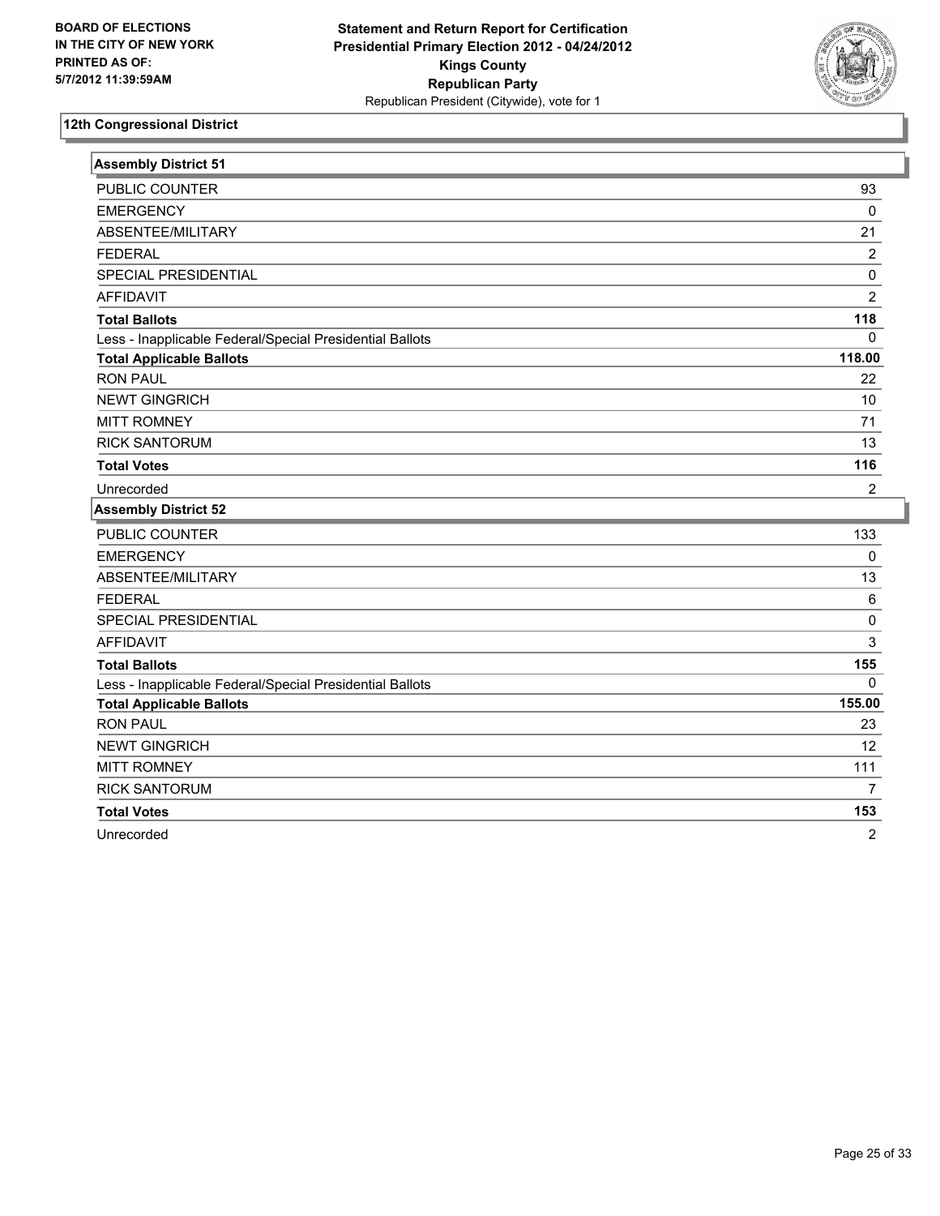BOARD OF ELECTIONS
IN THE CITY OF NEW YORK
PRINTED AS OF:
5/7/2012 11:39:59AM

**Statement and Return Report for Certification**
**Presidential Primary Election 2012 - 04/24/2012**
**Kings County**
**Republican Party**
Republican President (Citywide), vote for 1

## 12th Congressional District

| Assembly District 51 | |
|---|---|
| PUBLIC COUNTER | 93 |
| EMERGENCY | 0 |
| ABSENTEE/MILITARY | 21 |
| FEDERAL | 2 |
| SPECIAL PRESIDENTIAL | 0 |
| AFFIDAVIT | 2 |
| **Total Ballots** | **118** |
| Less - Inapplicable Federal/Special Presidential Ballots | 0 |
| **Total Applicable Ballots** | **118.00** |
| RON PAUL | 22 |
| NEWT GINGRICH | 10 |
| MITT ROMNEY | 71 |
| RICK SANTORUM | 13 |
| **Total Votes** | **116** |
| Unrecorded | 2 |

| Assembly District 52 | |
|---|---|
| PUBLIC COUNTER | 133 |
| EMERGENCY | 0 |
| ABSENTEE/MILITARY | 13 |
| FEDERAL | 6 |
| SPECIAL PRESIDENTIAL | 0 |
| AFFIDAVIT | 3 |
| **Total Ballots** | **155** |
| Less - Inapplicable Federal/Special Presidential Ballots | 0 |
| **Total Applicable Ballots** | **155.00** |
| RON PAUL | 23 |
| NEWT GINGRICH | 12 |
| MITT ROMNEY | 111 |
| RICK SANTORUM | 7 |
| **Total Votes** | **153** |
| Unrecorded | 2 |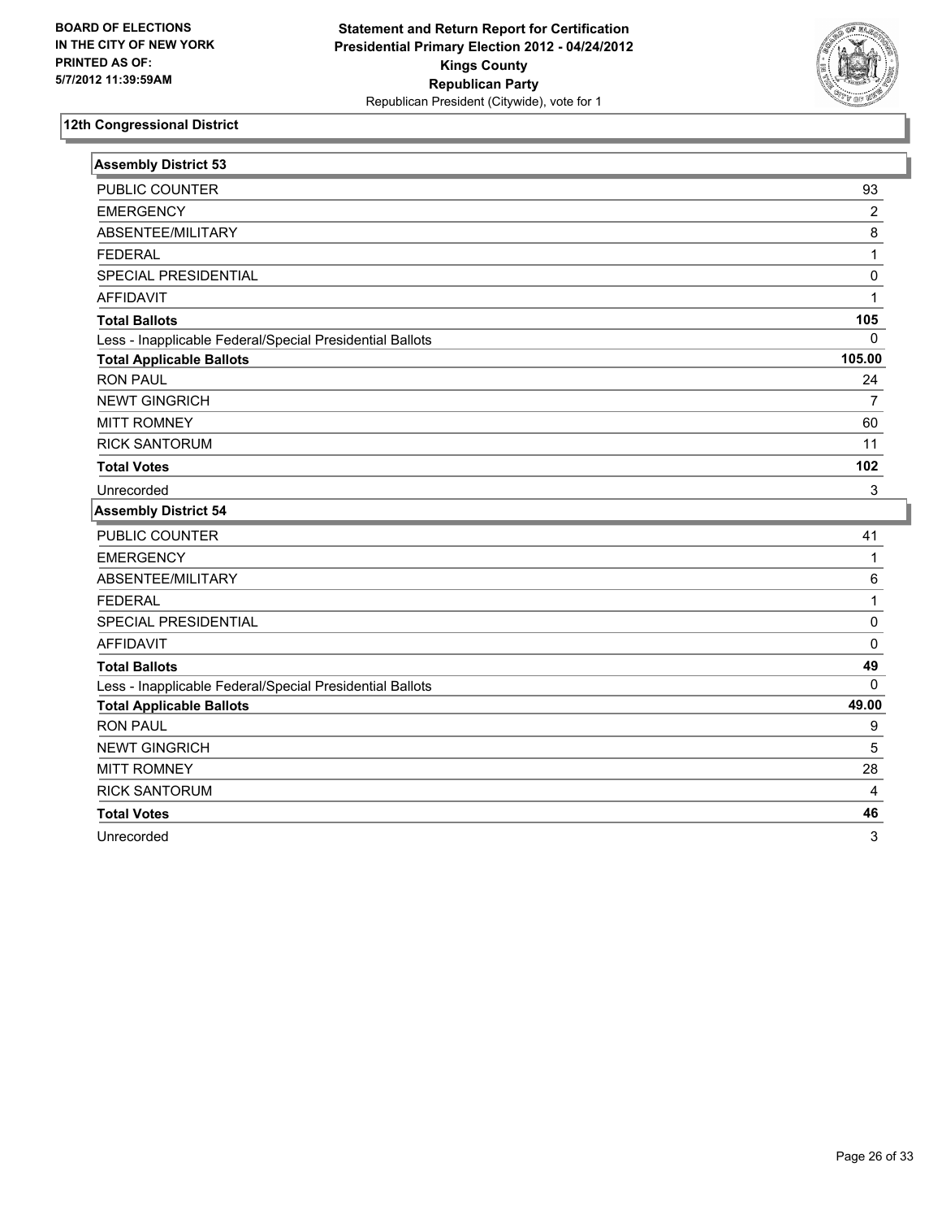**BOARD OF ELECTIONS IN THE CITY OF NEW YORK PRINTED AS OF: 5/7/2012 11:39:59AM**

**Statement and Return Report for Certification Presidential Primary Election 2012 - 04/24/2012 Kings County Republican Party**
Republican President (Citywide), vote for 1

## 12th Congressional District

### Assembly District 53

| | |
|---|---|
| PUBLIC COUNTER | 93 |
| EMERGENCY | 2 |
| ABSENTEE/MILITARY | 8 |
| FEDERAL | 1 |
| SPECIAL PRESIDENTIAL | 0 |
| AFFIDAVIT | 1 |
| **Total Ballots** | **105** |
| Less - Inapplicable Federal/Special Presidential Ballots | 0 |
| **Total Applicable Ballots** | **105.00** |
| RON PAUL | 24 |
| NEWT GINGRICH | 7 |
| MITT ROMNEY | 60 |
| RICK SANTORUM | 11 |
| **Total Votes** | **102** |
| Unrecorded | 3 |

### Assembly District 54

| | |
|---|---|
| PUBLIC COUNTER | 41 |
| EMERGENCY | 1 |
| ABSENTEE/MILITARY | 6 |
| FEDERAL | 1 |
| SPECIAL PRESIDENTIAL | 0 |
| AFFIDAVIT | 0 |
| **Total Ballots** | **49** |
| Less - Inapplicable Federal/Special Presidential Ballots | 0 |
| **Total Applicable Ballots** | **49.00** |
| RON PAUL | 9 |
| NEWT GINGRICH | 5 |
| MITT ROMNEY | 28 |
| RICK SANTORUM | 4 |
| **Total Votes** | **46** |
| Unrecorded | 3 |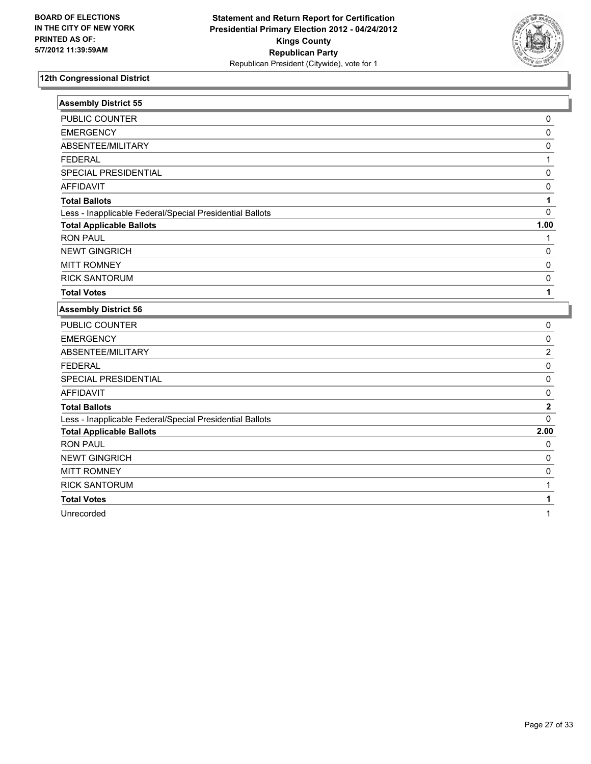BOARD OF ELECTIONS
IN THE CITY OF NEW YORK
PRINTED AS OF:
5/7/2012 11:39:59AM

**Statement and Return Report for Certification**
**Presidential Primary Election 2012 - 04/24/2012**
**Kings County**
**Republican Party**
Republican President (Citywide), vote for 1

## 12th Congressional District

### Assembly District 55

| | |
|---|---|
| PUBLIC COUNTER | 0 |
| EMERGENCY | 0 |
| ABSENTEE/MILITARY | 0 |
| FEDERAL | 1 |
| SPECIAL PRESIDENTIAL | 0 |
| AFFIDAVIT | 0 |
| **Total Ballots** | **1** |
| Less - Inapplicable Federal/Special Presidential Ballots | 0 |
| **Total Applicable Ballots** | **1.00** |
| RON PAUL | 1 |
| NEWT GINGRICH | 0 |
| MITT ROMNEY | 0 |
| RICK SANTORUM | 0 |
| **Total Votes** | **1** |

### Assembly District 56

| | |
|---|---|
| PUBLIC COUNTER | 0 |
| EMERGENCY | 0 |
| ABSENTEE/MILITARY | 2 |
| FEDERAL | 0 |
| SPECIAL PRESIDENTIAL | 0 |
| AFFIDAVIT | 0 |
| **Total Ballots** | **2** |
| Less - Inapplicable Federal/Special Presidential Ballots | 0 |
| **Total Applicable Ballots** | **2.00** |
| RON PAUL | 0 |
| NEWT GINGRICH | 0 |
| MITT ROMNEY | 0 |
| RICK SANTORUM | 1 |
| **Total Votes** | **1** |
| Unrecorded | 1 |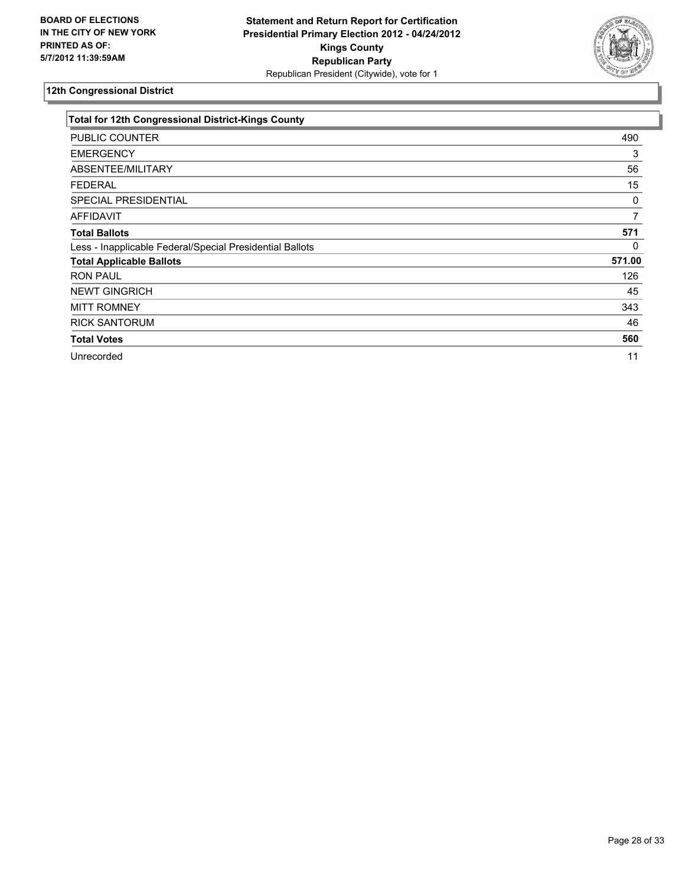**BOARD OF ELECTIONS IN THE CITY OF NEW YORK PRINTED AS OF: 5/7/2012 11:39:59AM**

**Statement and Return Report for Certification Presidential Primary Election 2012 - 04/24/2012 Kings County Republican Party**
Republican President (Citywide), vote for 1

## 12th Congressional District

| Total for 12th Congressional District-Kings County | |
|---|---|
| PUBLIC COUNTER | 490 |
| EMERGENCY | 3 |
| ABSENTEE/MILITARY | 56 |
| FEDERAL | 15 |
| SPECIAL PRESIDENTIAL | 0 |
| AFFIDAVIT | 7 |
| **Total Ballots** | **571** |
| Less - Inapplicable Federal/Special Presidential Ballots | 0 |
| **Total Applicable Ballots** | **571.00** |
| RON PAUL | 126 |
| NEWT GINGRICH | 45 |
| MITT ROMNEY | 343 |
| RICK SANTORUM | 46 |
| **Total Votes** | **560** |
| Unrecorded | 11 |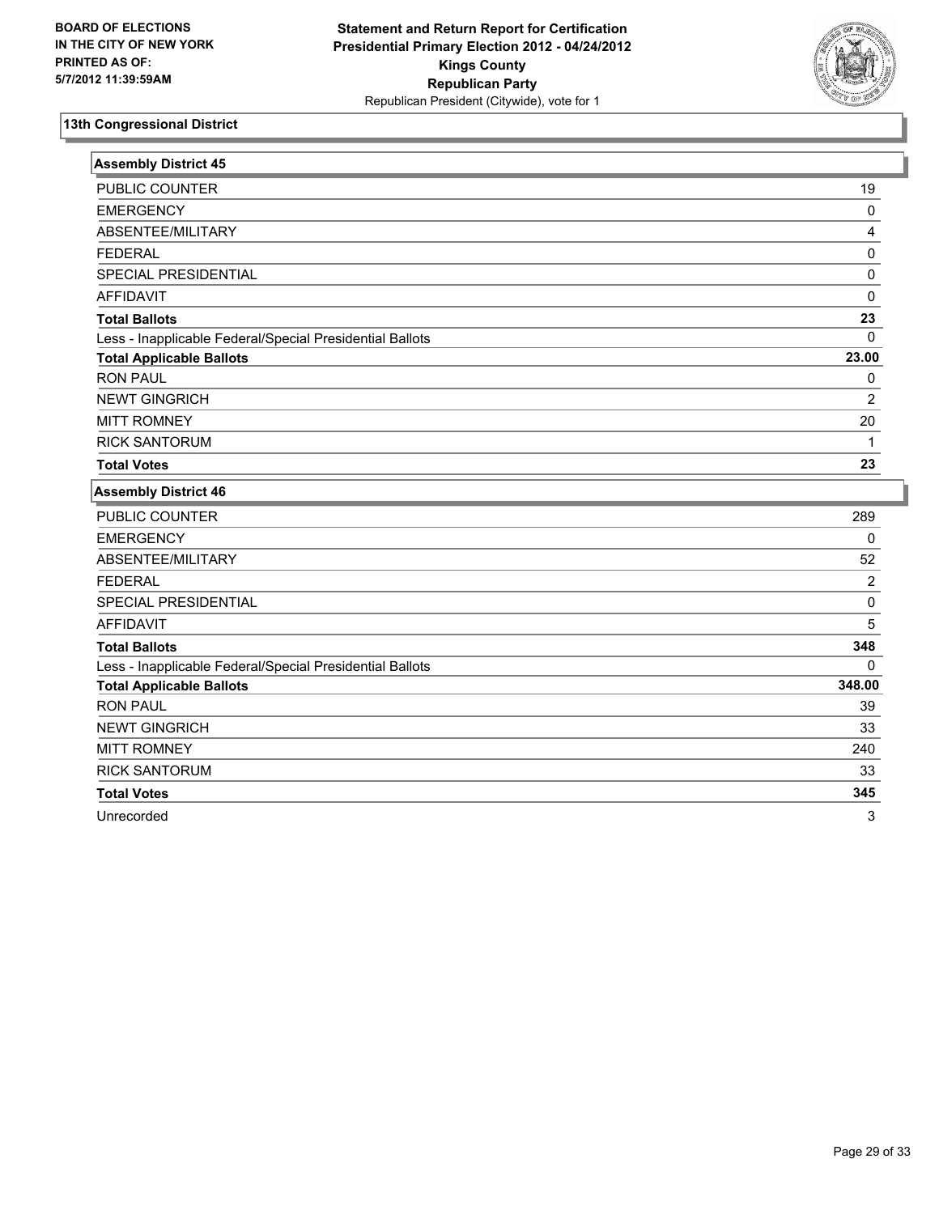BOARD OF ELECTIONS
IN THE CITY OF NEW YORK
PRINTED AS OF:
5/7/2012 11:39:59AM

**Statement and Return Report for Certification**
**Presidential Primary Election 2012 - 04/24/2012**
**Kings County**
**Republican Party**
Republican President (Citywide), vote for 1

## 13th Congressional District

### Assembly District 45

| | |
|---|---|
| PUBLIC COUNTER | 19 |
| EMERGENCY | 0 |
| ABSENTEE/MILITARY | 4 |
| FEDERAL | 0 |
| SPECIAL PRESIDENTIAL | 0 |
| AFFIDAVIT | 0 |
| **Total Ballots** | **23** |
| Less - Inapplicable Federal/Special Presidential Ballots | 0 |
| **Total Applicable Ballots** | **23.00** |
| RON PAUL | 0 |
| NEWT GINGRICH | 2 |
| MITT ROMNEY | 20 |
| RICK SANTORUM | 1 |
| **Total Votes** | **23** |

### Assembly District 46

| | |
|---|---|
| PUBLIC COUNTER | 289 |
| EMERGENCY | 0 |
| ABSENTEE/MILITARY | 52 |
| FEDERAL | 2 |
| SPECIAL PRESIDENTIAL | 0 |
| AFFIDAVIT | 5 |
| **Total Ballots** | **348** |
| Less - Inapplicable Federal/Special Presidential Ballots | 0 |
| **Total Applicable Ballots** | **348.00** |
| RON PAUL | 39 |
| NEWT GINGRICH | 33 |
| MITT ROMNEY | 240 |
| RICK SANTORUM | 33 |
| **Total Votes** | **345** |
| Unrecorded | 3 |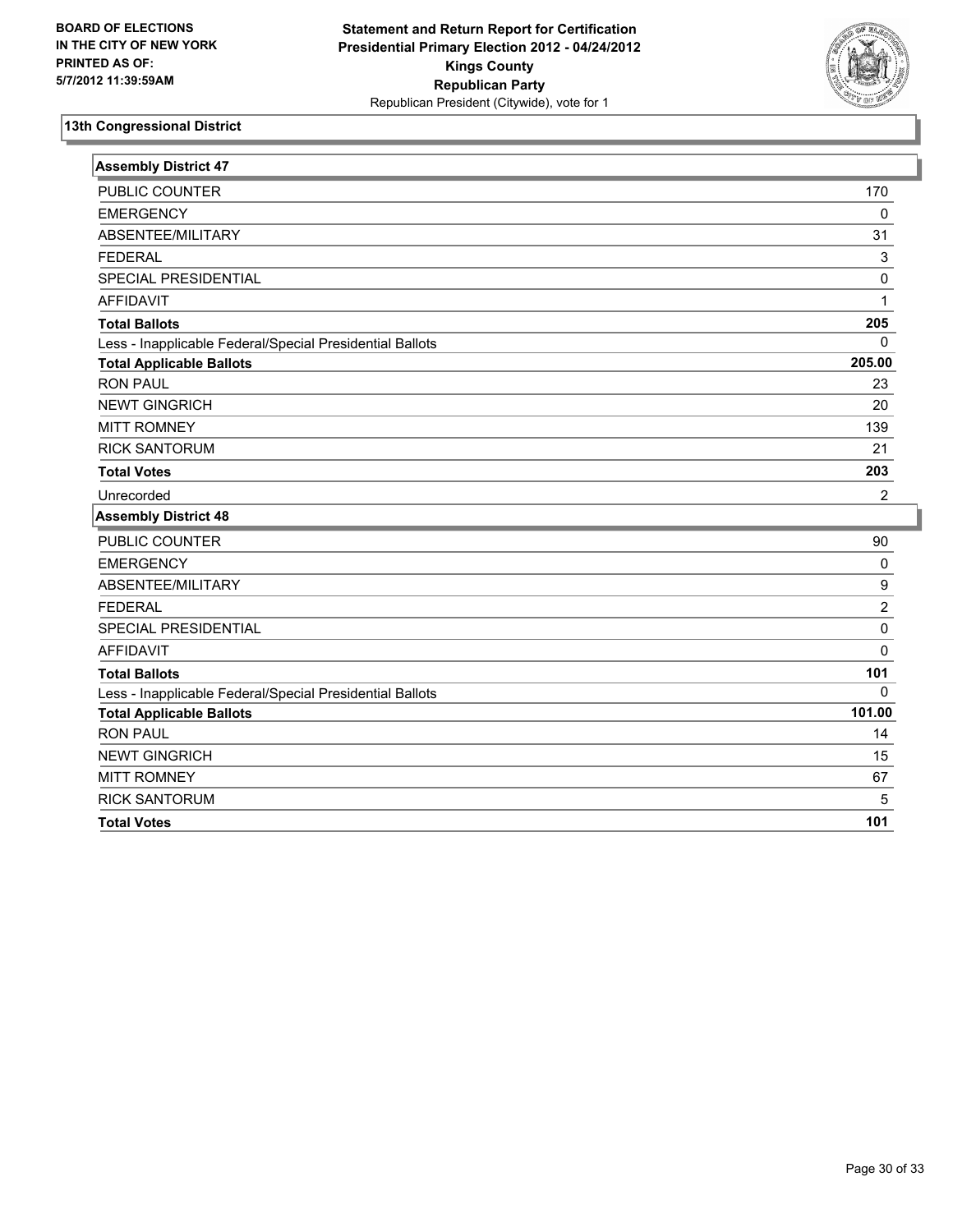**BOARD OF ELECTIONS IN THE CITY OF NEW YORK PRINTED AS OF: 5/7/2012 11:39:59AM**

**Statement and Return Report for Certification Presidential Primary Election 2012 - 04/24/2012 Kings County Republican Party**
Republican President (Citywide), vote for 1

## 13th Congressional District

### Assembly District 47

| | |
|---|---|
| PUBLIC COUNTER | 170 |
| EMERGENCY | 0 |
| ABSENTEE/MILITARY | 31 |
| FEDERAL | 3 |
| SPECIAL PRESIDENTIAL | 0 |
| AFFIDAVIT | 1 |
| **Total Ballots** | **205** |
| Less - Inapplicable Federal/Special Presidential Ballots | 0 |
| **Total Applicable Ballots** | **205.00** |
| RON PAUL | 23 |
| NEWT GINGRICH | 20 |
| MITT ROMNEY | 139 |
| RICK SANTORUM | 21 |
| **Total Votes** | **203** |
| Unrecorded | 2 |

### Assembly District 48

| | |
|---|---|
| PUBLIC COUNTER | 90 |
| EMERGENCY | 0 |
| ABSENTEE/MILITARY | 9 |
| FEDERAL | 2 |
| SPECIAL PRESIDENTIAL | 0 |
| AFFIDAVIT | 0 |
| **Total Ballots** | **101** |
| Less - Inapplicable Federal/Special Presidential Ballots | 0 |
| **Total Applicable Ballots** | **101.00** |
| RON PAUL | 14 |
| NEWT GINGRICH | 15 |
| MITT ROMNEY | 67 |
| RICK SANTORUM | 5 |
| **Total Votes** | **101** |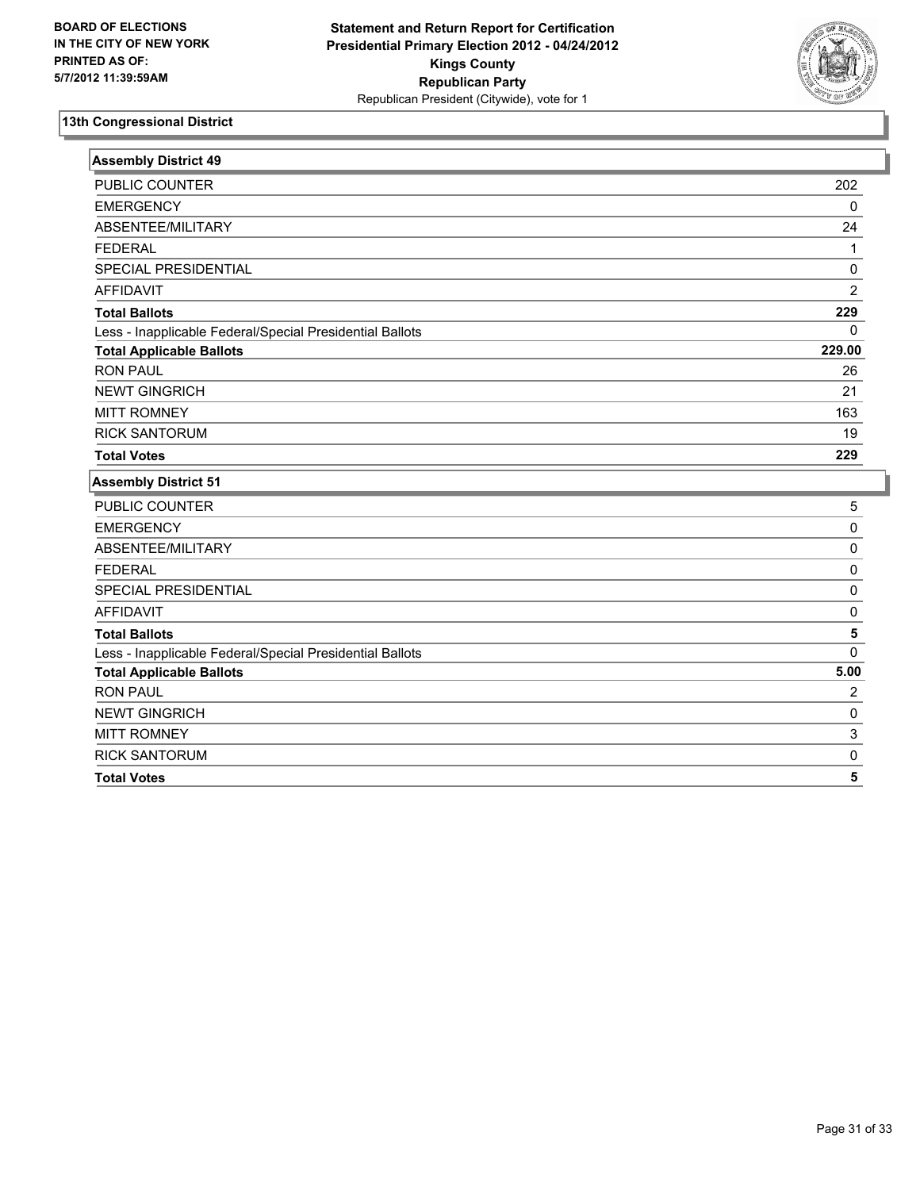**BOARD OF ELECTIONS IN THE CITY OF NEW YORK PRINTED AS OF: 5/7/2012 11:39:59AM**

**Statement and Return Report for Certification Presidential Primary Election 2012 - 04/24/2012 Kings County Republican Party**
Republican President (Citywide), vote for 1

## 13th Congressional District

| Assembly District 49 | |
|---|---|
| PUBLIC COUNTER | 202 |
| EMERGENCY | 0 |
| ABSENTEE/MILITARY | 24 |
| FEDERAL | 1 |
| SPECIAL PRESIDENTIAL | 0 |
| AFFIDAVIT | 2 |
| **Total Ballots** | **229** |
| Less - Inapplicable Federal/Special Presidential Ballots | 0 |
| **Total Applicable Ballots** | **229.00** |
| RON PAUL | 26 |
| NEWT GINGRICH | 21 |
| MITT ROMNEY | 163 |
| RICK SANTORUM | 19 |
| **Total Votes** | **229** |

| Assembly District 51 | |
|---|---|
| PUBLIC COUNTER | 5 |
| EMERGENCY | 0 |
| ABSENTEE/MILITARY | 0 |
| FEDERAL | 0 |
| SPECIAL PRESIDENTIAL | 0 |
| AFFIDAVIT | 0 |
| **Total Ballots** | **5** |
| Less - Inapplicable Federal/Special Presidential Ballots | 0 |
| **Total Applicable Ballots** | **5.00** |
| RON PAUL | 2 |
| NEWT GINGRICH | 0 |
| MITT ROMNEY | 3 |
| RICK SANTORUM | 0 |
| **Total Votes** | **5** |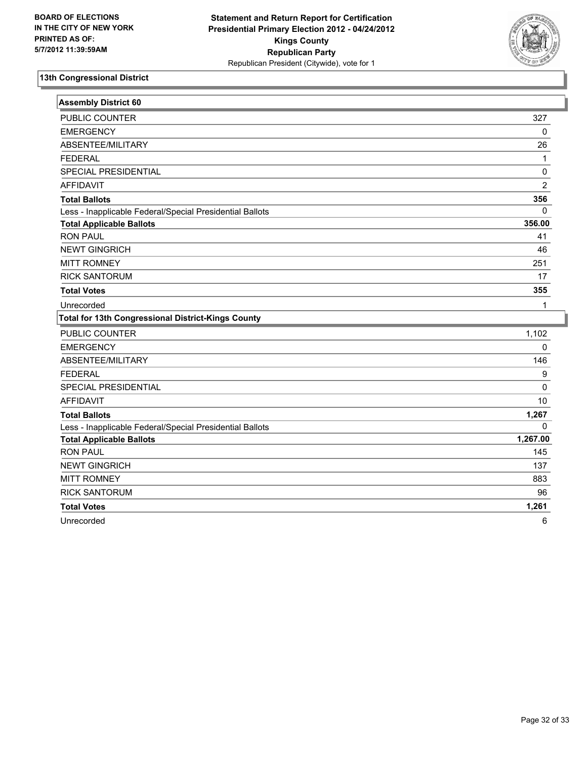BOARD OF ELECTIONS
IN THE CITY OF NEW YORK
PRINTED AS OF:
5/7/2012 11:39:59AM

**Statement and Return Report for Certification**
**Presidential Primary Election 2012 - 04/24/2012**
**Kings County**
**Republican Party**
Republican President (Citywide), vote for 1

## 13th Congressional District

| **Assembly District 60** | |
|---|---|
| PUBLIC COUNTER | 327 |
| EMERGENCY | 0 |
| ABSENTEE/MILITARY | 26 |
| FEDERAL | 1 |
| SPECIAL PRESIDENTIAL | 0 |
| AFFIDAVIT | 2 |
| **Total Ballots** | **356** |
| Less - Inapplicable Federal/Special Presidential Ballots | 0 |
| **Total Applicable Ballots** | **356.00** |
| RON PAUL | 41 |
| NEWT GINGRICH | 46 |
| MITT ROMNEY | 251 |
| RICK SANTORUM | 17 |
| **Total Votes** | **355** |
| Unrecorded | 1 |

| **Total for 13th Congressional District-Kings County** | |
|---|---|
| PUBLIC COUNTER | 1,102 |
| EMERGENCY | 0 |
| ABSENTEE/MILITARY | 146 |
| FEDERAL | 9 |
| SPECIAL PRESIDENTIAL | 0 |
| AFFIDAVIT | 10 |
| **Total Ballots** | **1,267** |
| Less - Inapplicable Federal/Special Presidential Ballots | 0 |
| **Total Applicable Ballots** | **1,267.00** |
| RON PAUL | 145 |
| NEWT GINGRICH | 137 |
| MITT ROMNEY | 883 |
| RICK SANTORUM | 96 |
| **Total Votes** | **1,261** |
| Unrecorded | 6 |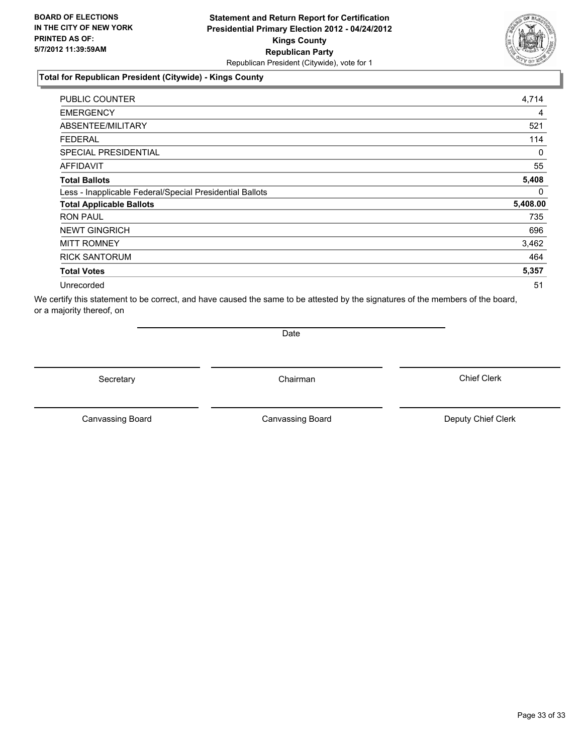**BOARD OF ELECTIONS IN THE CITY OF NEW YORK PRINTED AS OF: 5/7/2012 11:39:59AM**

**Statement and Return Report for Certification Presidential Primary Election 2012 - 04/24/2012 Kings County Republican Party**

Republican President (Citywide), vote for 1

### Total for Republican President (Citywide) - Kings County

| | |
|---|---|
| PUBLIC COUNTER | 4,714 |
| EMERGENCY | 4 |
| ABSENTEE/MILITARY | 521 |
| FEDERAL | 114 |
| SPECIAL PRESIDENTIAL | 0 |
| AFFIDAVIT | 55 |
| **Total Ballots** | **5,408** |
| Less - Inapplicable Federal/Special Presidential Ballots | 0 |
| **Total Applicable Ballots** | **5,408.00** |
| RON PAUL | 735 |
| NEWT GINGRICH | 696 |
| MITT ROMNEY | 3,462 |
| RICK SANTORUM | 464 |
| **Total Votes** | **5,357** |
| Unrecorded | 51 |

We certify this statement to be correct, and have caused the same to be attested by the signatures of the members of the board, or a majority thereof, on

Date

Secretary | Chairman | Chief Clerk

Canvassing Board | Canvassing Board | Deputy Chief Clerk